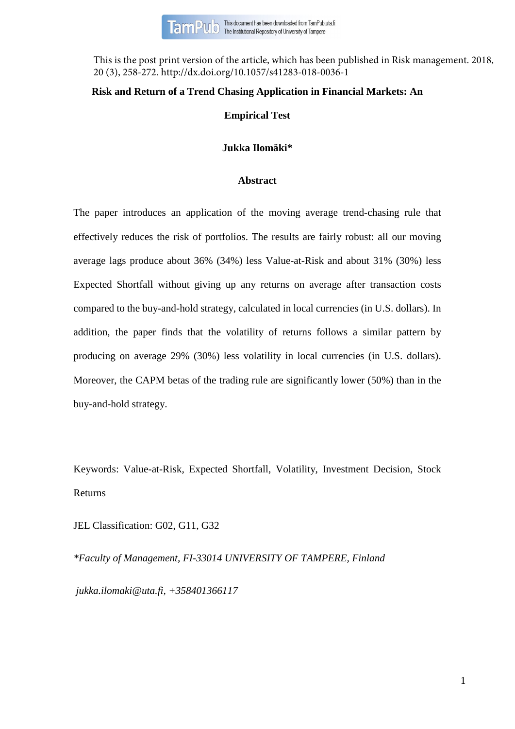This is the post print version of the article, which has been published in Risk management. 2018, 20 (3), 258-272. http://dx.doi.org/10.1057/s41283-018-0036-1

# Risk and Return of a Trend Chasing Application in Financial Markets: An Empirical Test

**Jukka Ilomäki***

## Abstract

The paper introduces an application of the moving average trend-chasing rule that effectively reduces the risk of portfolios. The results are fairly robust: all our moving average lags produce about 36% (34%) less Value-at-Risk and about 31% (30%) less Expected Shortfall without giving up any returns on average after transaction costs compared to the buy-and-hold strategy, calculated in local currencies (in U.S. dollars). In addition, the paper finds that the volatility of returns follows a similar pattern by producing on average 29% (30%) less volatility in local currencies (in U.S. dollars). Moreover, the CAPM betas of the trading rule are significantly lower (50%) than in the buy-and-hold strategy.

Keywords: Value-at-Risk, Expected Shortfall, Volatility, Investment Decision, Stock Returns

JEL Classification: G02, G11, G32

*\*Faculty of Management, FI-33014 UNIVERSITY OF TAMPERE, Finland*

*jukka.ilomaki@uta.fi, +358401366117*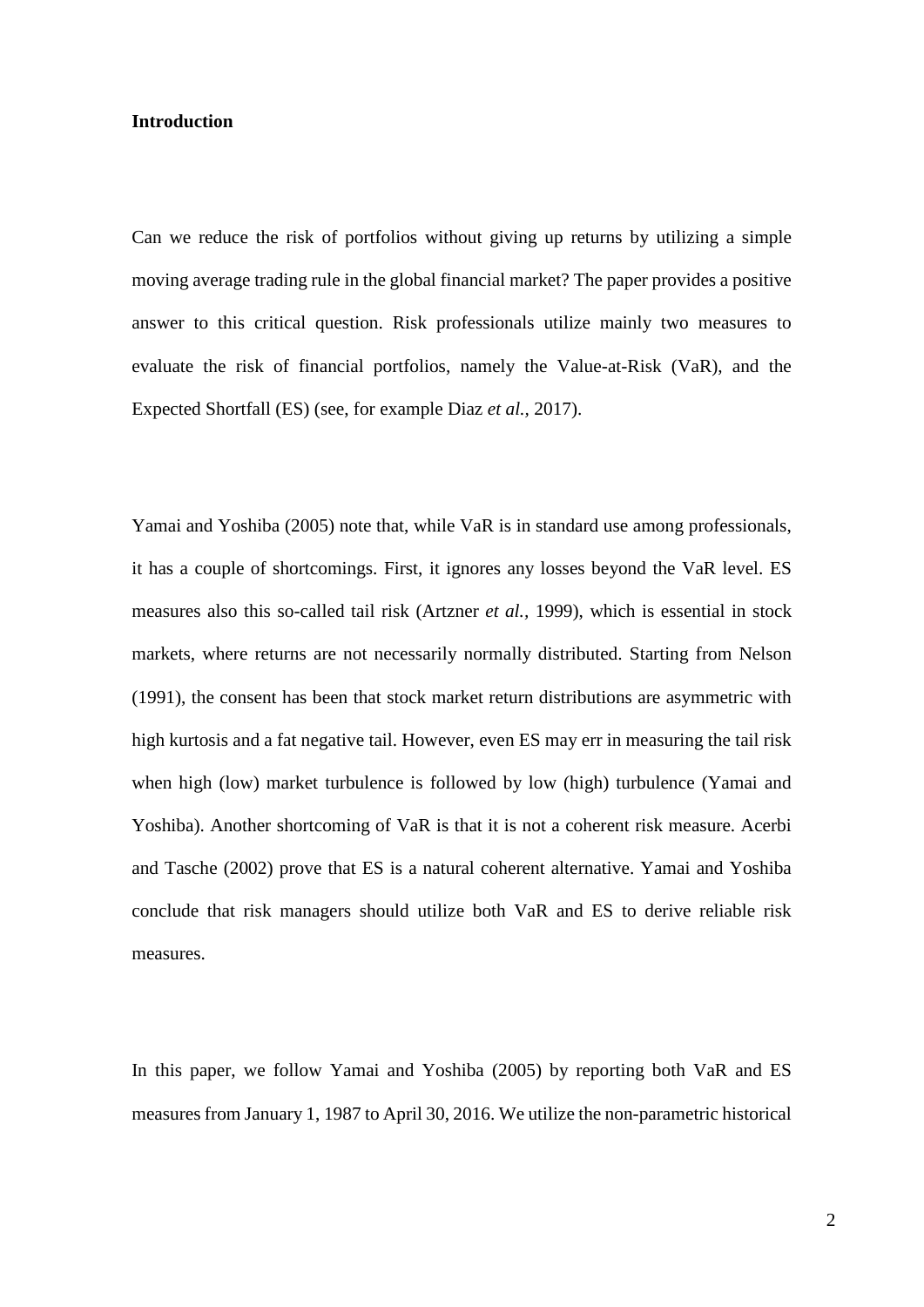**Introduction**

Can we reduce the risk of portfolios without giving up returns by utilizing a simple moving average trading rule in the global financial market? The paper provides a positive answer to this critical question. Risk professionals utilize mainly two measures to evaluate the risk of financial portfolios, namely the Value-at-Risk (VaR), and the Expected Shortfall (ES) (see, for example Diaz *et al.,* 2017).

Yamai and Yoshiba (2005) note that, while VaR is in standard use among professionals, it has a couple of shortcomings. First, it ignores any losses beyond the VaR level. ES measures also this so-called tail risk (Artzner *et al.,* 1999), which is essential in stock markets, where returns are not necessarily normally distributed. Starting from Nelson (1991), the consent has been that stock market return distributions are asymmetric with high kurtosis and a fat negative tail. However, even ES may err in measuring the tail risk when high (low) market turbulence is followed by low (high) turbulence (Yamai and Yoshiba). Another shortcoming of VaR is that it is not a coherent risk measure. Acerbi and Tasche (2002) prove that ES is a natural coherent alternative. Yamai and Yoshiba conclude that risk managers should utilize both VaR and ES to derive reliable risk measures.

In this paper, we follow Yamai and Yoshiba (2005) by reporting both VaR and ES measures from January 1, 1987 to April 30, 2016. We utilize the non-parametric historical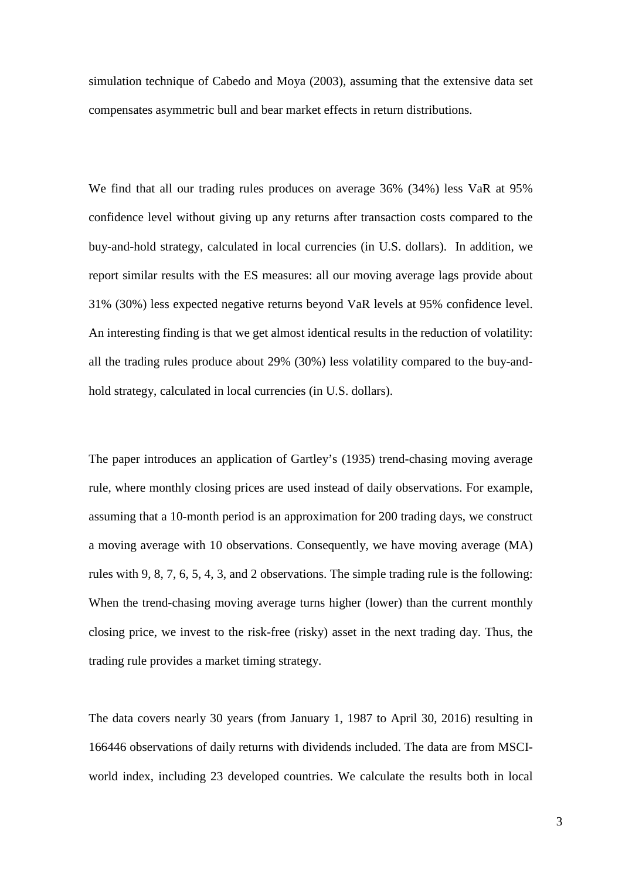simulation technique of Cabedo and Moya (2003), assuming that the extensive data set compensates asymmetric bull and bear market effects in return distributions.

We find that all our trading rules produces on average 36% (34%) less VaR at 95% confidence level without giving up any returns after transaction costs compared to the buy-and-hold strategy, calculated in local currencies (in U.S. dollars). In addition, we report similar results with the ES measures: all our moving average lags provide about 31% (30%) less expected negative returns beyond VaR levels at 95% confidence level. An interesting finding is that we get almost identical results in the reduction of volatility: all the trading rules produce about 29% (30%) less volatility compared to the buy-and-hold strategy, calculated in local currencies (in U.S. dollars).

The paper introduces an application of Gartley's (1935) trend-chasing moving average rule, where monthly closing prices are used instead of daily observations. For example, assuming that a 10-month period is an approximation for 200 trading days, we construct a moving average with 10 observations. Consequently, we have moving average (MA) rules with 9, 8, 7, 6, 5, 4, 3, and 2 observations. The simple trading rule is the following: When the trend-chasing moving average turns higher (lower) than the current monthly closing price, we invest to the risk-free (risky) asset in the next trading day. Thus, the trading rule provides a market timing strategy.

The data covers nearly 30 years (from January 1, 1987 to April 30, 2016) resulting in 166446 observations of daily returns with dividends included. The data are from MSCI-world index, including 23 developed countries. We calculate the results both in local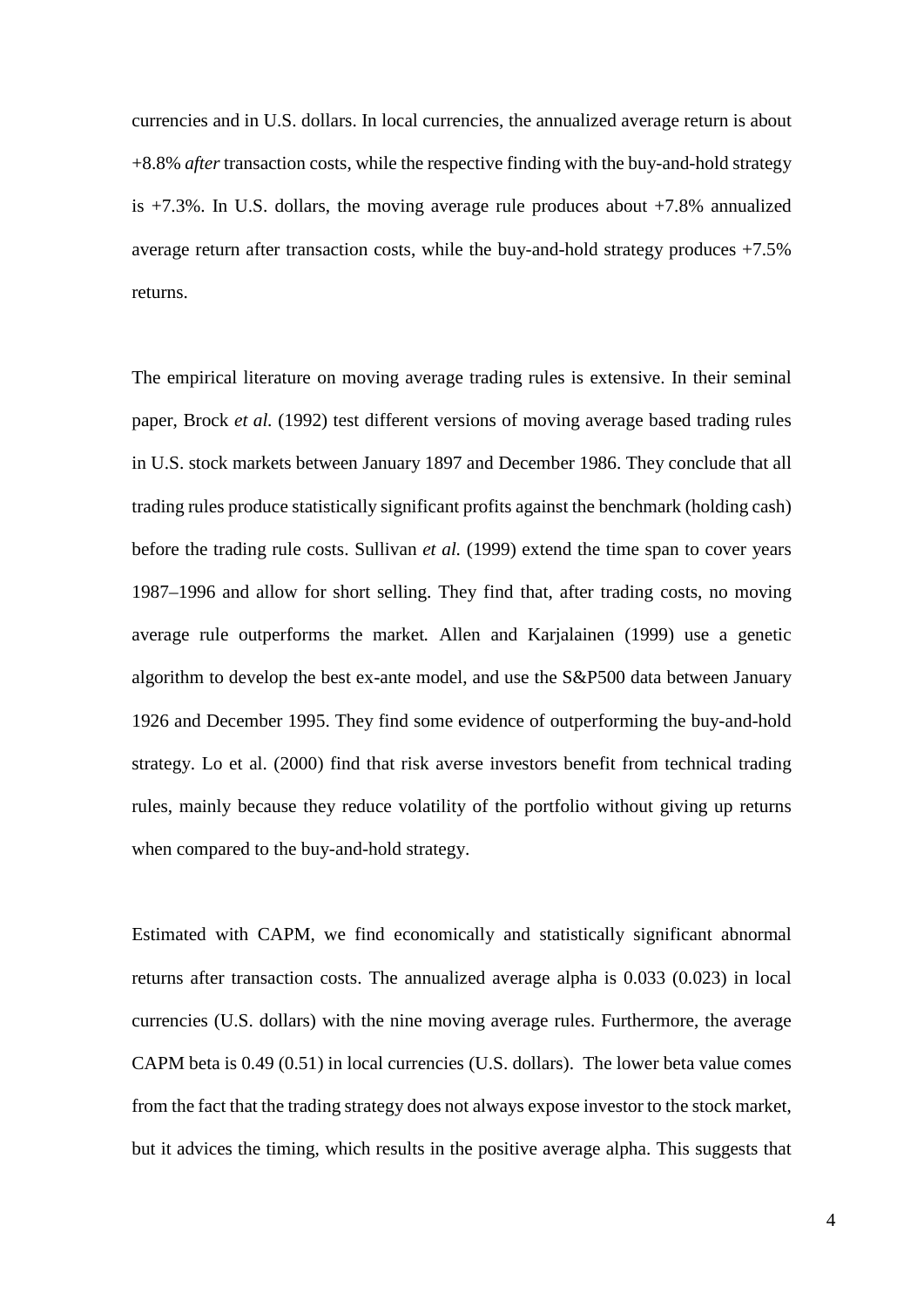currencies and in U.S. dollars. In local currencies, the annualized average return is about +8.8% *after* transaction costs, while the respective finding with the buy-and-hold strategy is +7.3%. In U.S. dollars, the moving average rule produces about +7.8% annualized average return after transaction costs, while the buy-and-hold strategy produces +7.5% returns.

The empirical literature on moving average trading rules is extensive. In their seminal paper, Brock *et al.* (1992) test different versions of moving average based trading rules in U.S. stock markets between January 1897 and December 1986. They conclude that all trading rules produce statistically significant profits against the benchmark (holding cash) before the trading rule costs. Sullivan *et al.* (1999) extend the time span to cover years 1987–1996 and allow for short selling. They find that, after trading costs, no moving average rule outperforms the market*.* Allen and Karjalainen (1999) use a genetic algorithm to develop the best ex-ante model, and use the S&P500 data between January 1926 and December 1995. They find some evidence of outperforming the buy-and-hold strategy. Lo et al. (2000) find that risk averse investors benefit from technical trading rules, mainly because they reduce volatility of the portfolio without giving up returns when compared to the buy-and-hold strategy.

Estimated with CAPM, we find economically and statistically significant abnormal returns after transaction costs. The annualized average alpha is 0.033 (0.023) in local currencies (U.S. dollars) with the nine moving average rules. Furthermore, the average CAPM beta is 0.49 (0.51) in local currencies (U.S. dollars). The lower beta value comes from the fact that the trading strategy does not always expose investor to the stock market, but it advices the timing, which results in the positive average alpha. This suggests that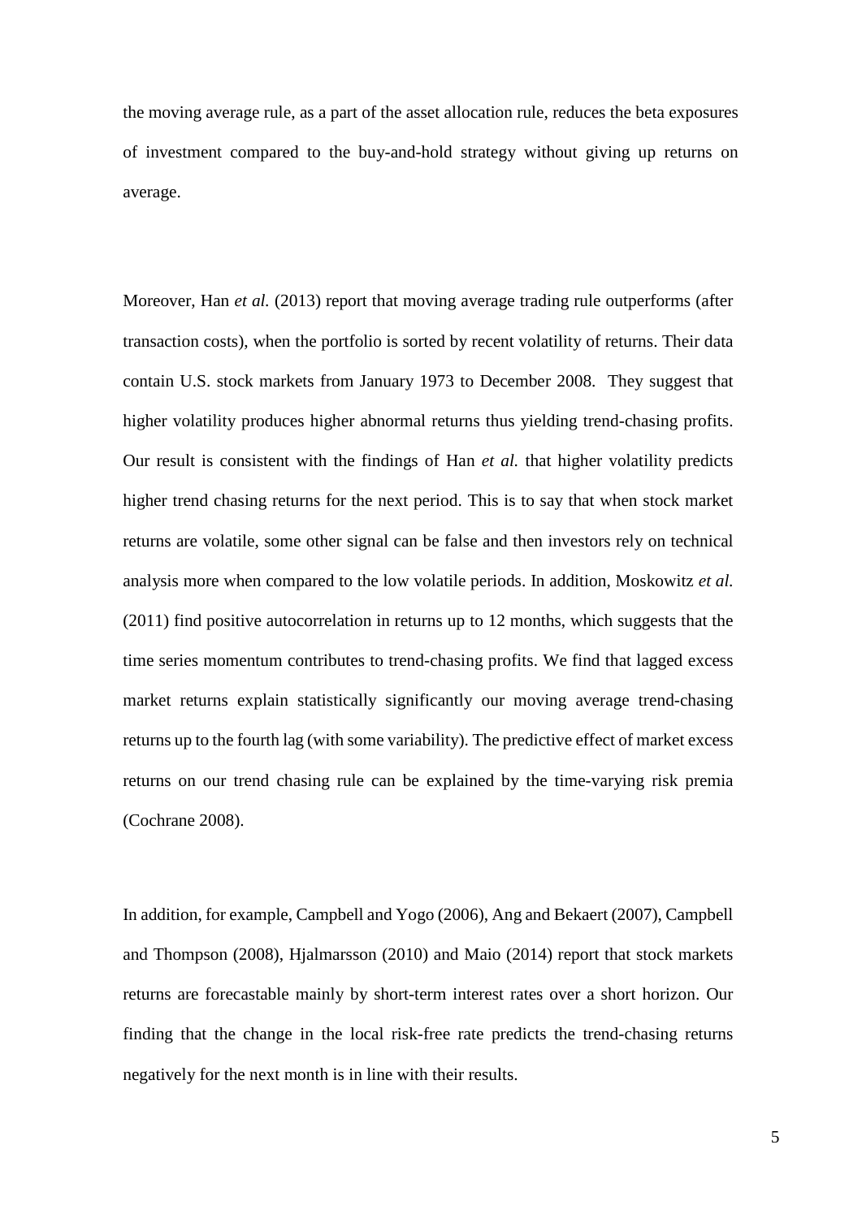the moving average rule, as a part of the asset allocation rule, reduces the beta exposures of investment compared to the buy-and-hold strategy without giving up returns on average.

Moreover, Han *et al.* (2013) report that moving average trading rule outperforms (after transaction costs), when the portfolio is sorted by recent volatility of returns. Their data contain U.S. stock markets from January 1973 to December 2008. They suggest that higher volatility produces higher abnormal returns thus yielding trend-chasing profits. Our result is consistent with the findings of Han *et al.* that higher volatility predicts higher trend chasing returns for the next period. This is to say that when stock market returns are volatile, some other signal can be false and then investors rely on technical analysis more when compared to the low volatile periods. In addition, Moskowitz *et al.* (2011) find positive autocorrelation in returns up to 12 months, which suggests that the time series momentum contributes to trend-chasing profits. We find that lagged excess market returns explain statistically significantly our moving average trend-chasing returns up to the fourth lag (with some variability). The predictive effect of market excess returns on our trend chasing rule can be explained by the time-varying risk premia (Cochrane 2008).

In addition, for example, Campbell and Yogo (2006), Ang and Bekaert (2007), Campbell and Thompson (2008), Hjalmarsson (2010) and Maio (2014) report that stock markets returns are forecastable mainly by short-term interest rates over a short horizon. Our finding that the change in the local risk-free rate predicts the trend-chasing returns negatively for the next month is in line with their results.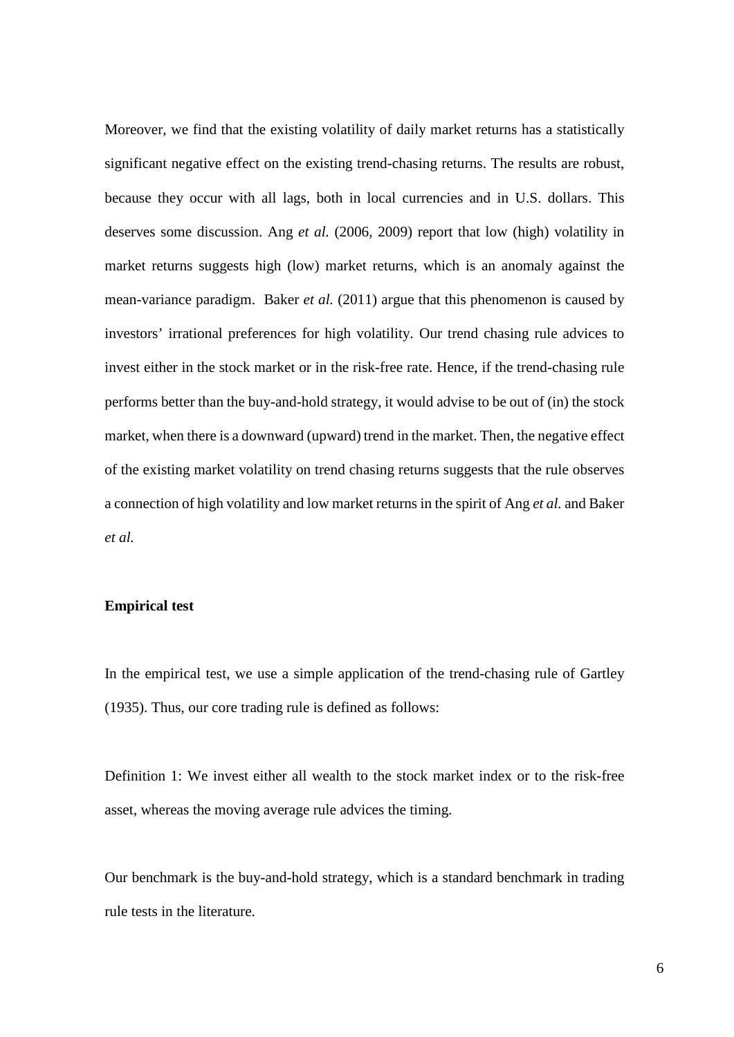Moreover, we find that the existing volatility of daily market returns has a statistically significant negative effect on the existing trend-chasing returns. The results are robust, because they occur with all lags, both in local currencies and in U.S. dollars. This deserves some discussion. Ang *et al.* (2006, 2009) report that low (high) volatility in market returns suggests high (low) market returns, which is an anomaly against the mean-variance paradigm. Baker *et al.* (2011) argue that this phenomenon is caused by investors' irrational preferences for high volatility. Our trend chasing rule advices to invest either in the stock market or in the risk-free rate. Hence, if the trend-chasing rule performs better than the buy-and-hold strategy, it would advise to be out of (in) the stock market, when there is a downward (upward) trend in the market. Then, the negative effect of the existing market volatility on trend chasing returns suggests that the rule observes a connection of high volatility and low market returns in the spirit of Ang *et al.* and Baker *et al.*

**Empirical test**

In the empirical test, we use a simple application of the trend-chasing rule of Gartley (1935). Thus, our core trading rule is defined as follows:

Definition 1: We invest either all wealth to the stock market index or to the risk-free asset, whereas the moving average rule advices the timing.

Our benchmark is the buy-and-hold strategy, which is a standard benchmark in trading rule tests in the literature.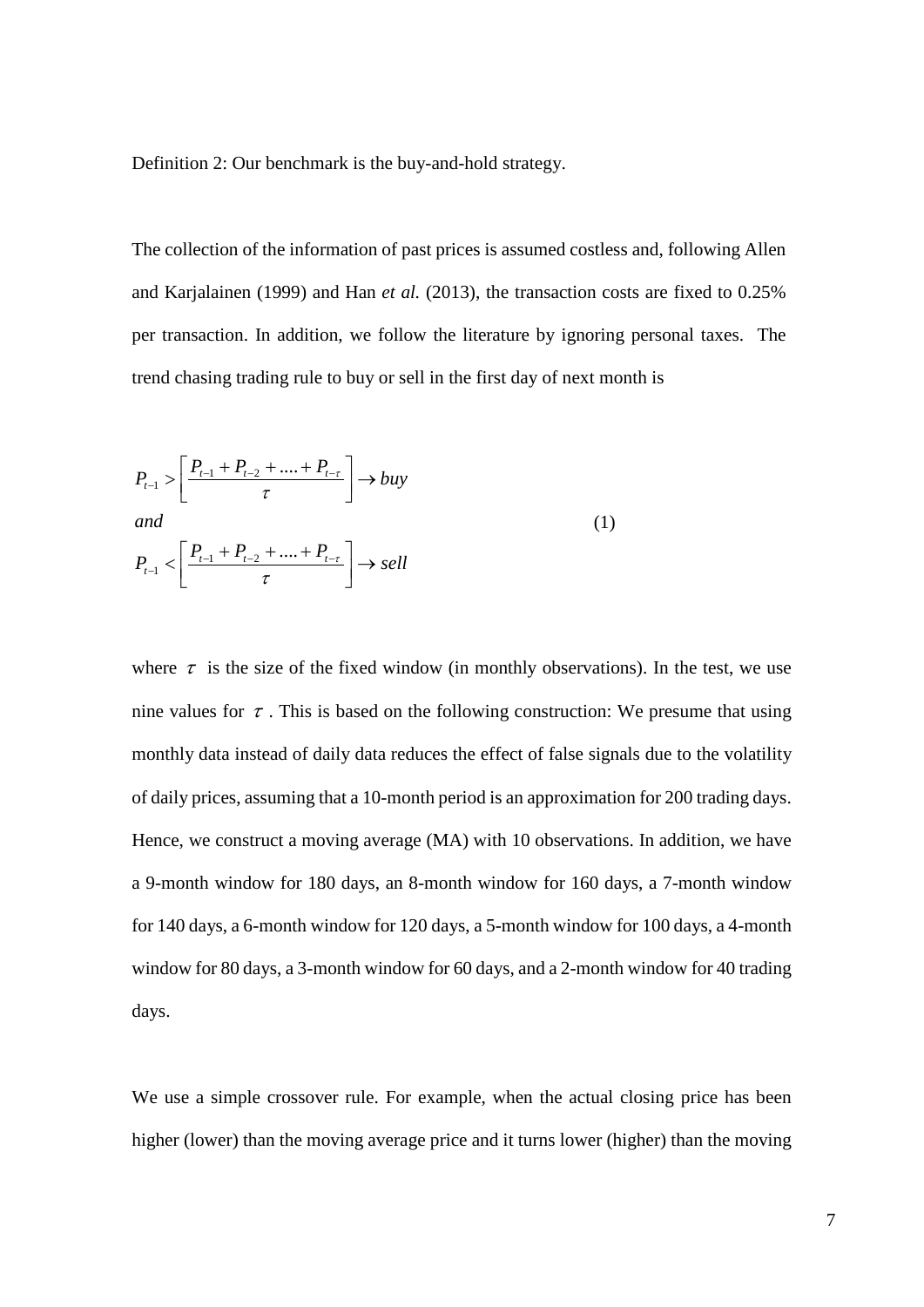Definition 2: Our benchmark is the buy-and-hold strategy.

The collection of the information of past prices is assumed costless and, following Allen and Karjalainen (1999) and Han *et al.* (2013), the transaction costs are fixed to 0.25% per transaction. In addition, we follow the literature by ignoring personal taxes. The trend chasing trading rule to buy or sell in the first day of next month is

$$
\begin{aligned}
&P_{t-1} > \left[ \frac{P_{t-1} + P_{t-2} + \dots + P_{t-\tau}}{\tau} \right] \rightarrow buy \\
&and \\
&P_{t-1} < \left[ \frac{P_{t-1} + P_{t-2} + \dots + P_{t-\tau}}{\tau} \right] \rightarrow sell
\end{aligned} \tag{1}
$$

where $\tau$ is the size of the fixed window (in monthly observations). In the test, we use nine values for $\tau$. This is based on the following construction: We presume that using monthly data instead of daily data reduces the effect of false signals due to the volatility of daily prices, assuming that a 10-month period is an approximation for 200 trading days. Hence, we construct a moving average (MA) with 10 observations. In addition, we have a 9-month window for 180 days, an 8-month window for 160 days, a 7-month window for 140 days, a 6-month window for 120 days, a 5-month window for 100 days, a 4-month window for 80 days, a 3-month window for 60 days, and a 2-month window for 40 trading days.

We use a simple crossover rule. For example, when the actual closing price has been higher (lower) than the moving average price and it turns lower (higher) than the moving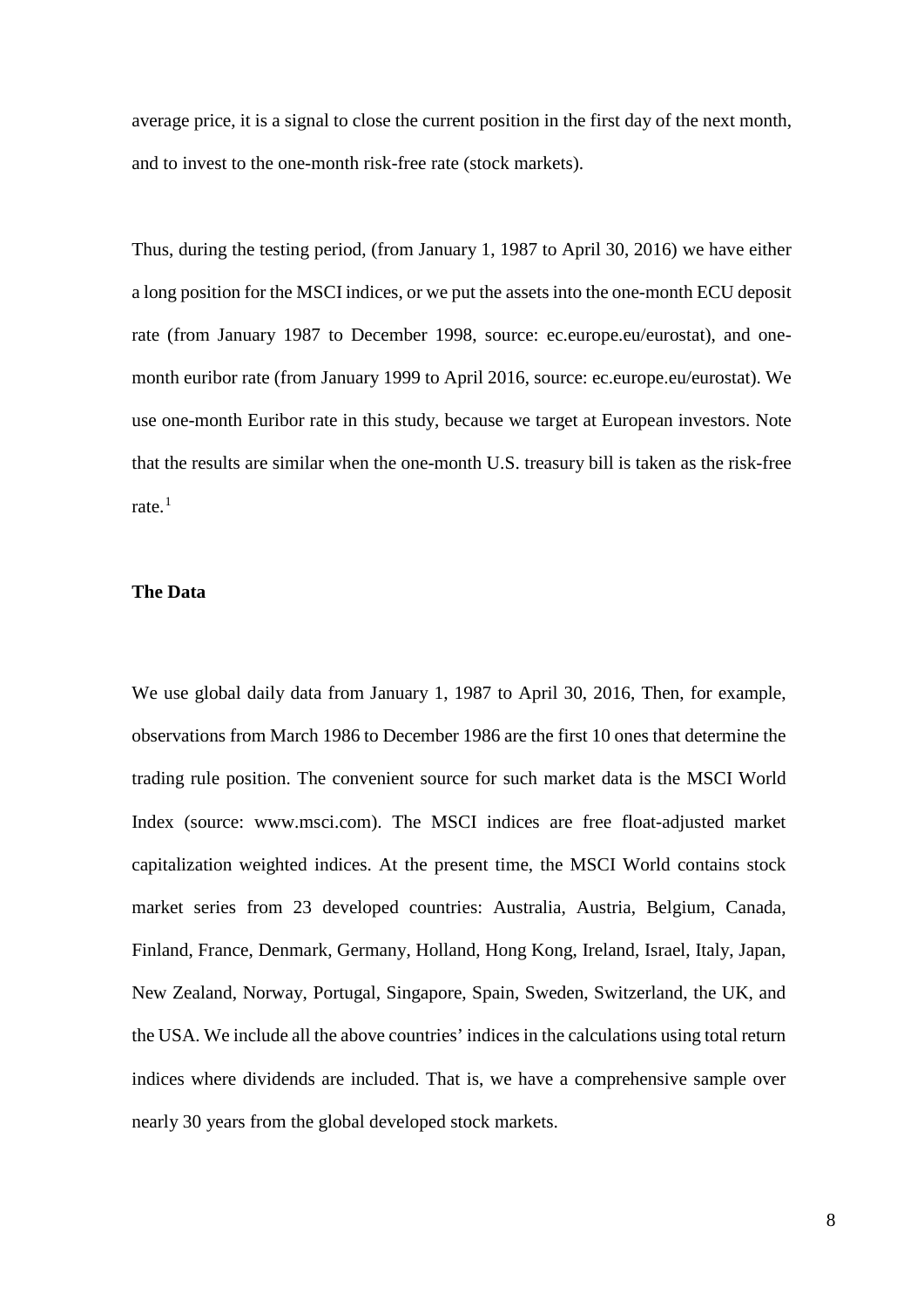average price, it is a signal to close the current position in the first day of the next month, and to invest to the one-month risk-free rate (stock markets).

Thus, during the testing period, (from January 1, 1987 to April 30, 2016) we have either a long position for the MSCI indices, or we put the assets into the one-month ECU deposit rate (from January 1987 to December 1998, source: ec.europe.eu/eurostat), and one-month euribor rate (from January 1999 to April 2016, source: ec.europe.eu/eurostat). We use one-month Euribor rate in this study, because we target at European investors. Note that the results are similar when the one-month U.S. treasury bill is taken as the risk-free rate.[1]

**The Data**

We use global daily data from January 1, 1987 to April 30, 2016, Then, for example, observations from March 1986 to December 1986 are the first 10 ones that determine the trading rule position. The convenient source for such market data is the MSCI World Index (source: www.msci.com). The MSCI indices are free float-adjusted market capitalization weighted indices. At the present time, the MSCI World contains stock market series from 23 developed countries: Australia, Austria, Belgium, Canada, Finland, France, Denmark, Germany, Holland, Hong Kong, Ireland, Israel, Italy, Japan, New Zealand, Norway, Portugal, Singapore, Spain, Sweden, Switzerland, the UK, and the USA. We include all the above countries' indices in the calculations using total return indices where dividends are included. That is, we have a comprehensive sample over nearly 30 years from the global developed stock markets.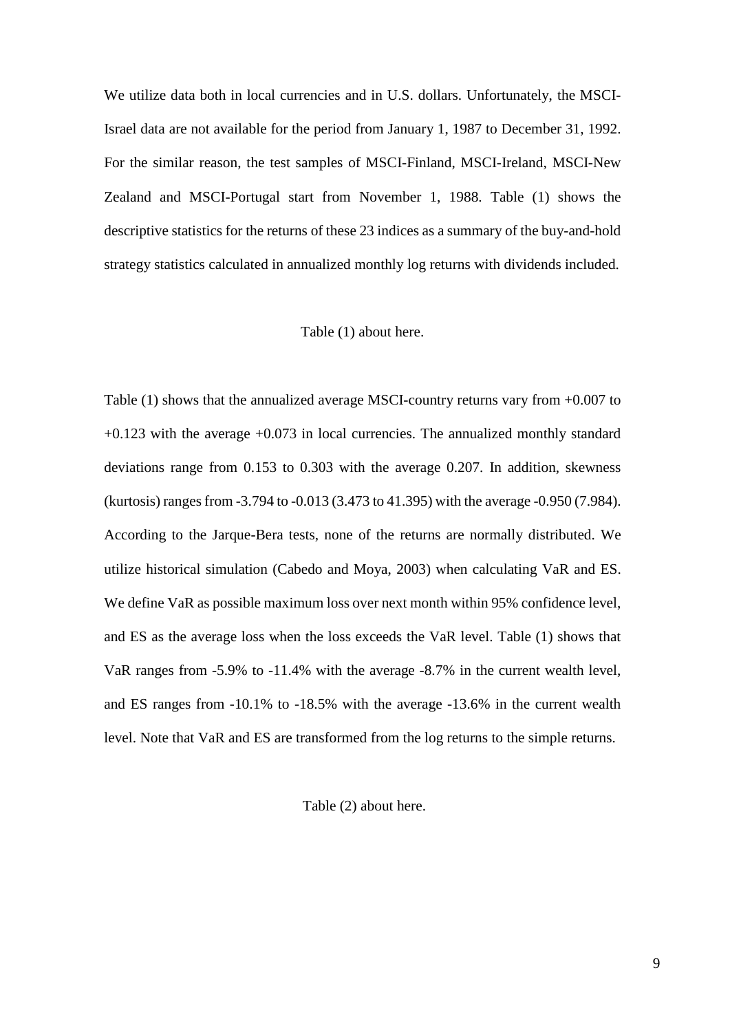We utilize data both in local currencies and in U.S. dollars. Unfortunately, the MSCI-Israel data are not available for the period from January 1, 1987 to December 31, 1992. For the similar reason, the test samples of MSCI-Finland, MSCI-Ireland, MSCI-New Zealand and MSCI-Portugal start from November 1, 1988. Table (1) shows the descriptive statistics for the returns of these 23 indices as a summary of the buy-and-hold strategy statistics calculated in annualized monthly log returns with dividends included.

Table (1) about here.

Table (1) shows that the annualized average MSCI-country returns vary from +0.007 to +0.123 with the average +0.073 in local currencies. The annualized monthly standard deviations range from 0.153 to 0.303 with the average 0.207. In addition, skewness (kurtosis) ranges from -3.794 to -0.013 (3.473 to 41.395) with the average -0.950 (7.984). According to the Jarque-Bera tests, none of the returns are normally distributed. We utilize historical simulation (Cabedo and Moya, 2003) when calculating VaR and ES. We define VaR as possible maximum loss over next month within 95% confidence level, and ES as the average loss when the loss exceeds the VaR level. Table (1) shows that VaR ranges from -5.9% to -11.4% with the average -8.7% in the current wealth level, and ES ranges from -10.1% to -18.5% with the average -13.6% in the current wealth level. Note that VaR and ES are transformed from the log returns to the simple returns.

Table (2) about here.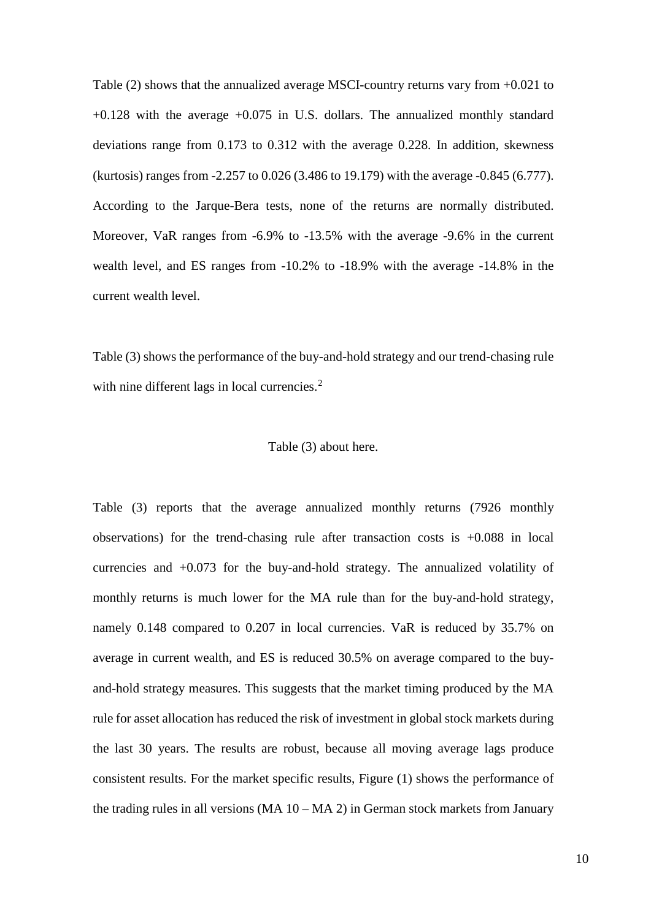Table (2) shows that the annualized average MSCI-country returns vary from +0.021 to +0.128 with the average +0.075 in U.S. dollars. The annualized monthly standard deviations range from 0.173 to 0.312 with the average 0.228. In addition, skewness (kurtosis) ranges from -2.257 to 0.026 (3.486 to 19.179) with the average -0.845 (6.777). According to the Jarque-Bera tests, none of the returns are normally distributed. Moreover, VaR ranges from -6.9% to -13.5% with the average -9.6% in the current wealth level, and ES ranges from -10.2% to -18.9% with the average -14.8% in the current wealth level.

Table (3) shows the performance of the buy-and-hold strategy and our trend-chasing rule with nine different lags in local currencies.[2]

Table (3) about here.

Table (3) reports that the average annualized monthly returns (7926 monthly observations) for the trend-chasing rule after transaction costs is +0.088 in local currencies and +0.073 for the buy-and-hold strategy. The annualized volatility of monthly returns is much lower for the MA rule than for the buy-and-hold strategy, namely 0.148 compared to 0.207 in local currencies. VaR is reduced by 35.7% on average in current wealth, and ES is reduced 30.5% on average compared to the buy-and-hold strategy measures. This suggests that the market timing produced by the MA rule for asset allocation has reduced the risk of investment in global stock markets during the last 30 years. The results are robust, because all moving average lags produce consistent results. For the market specific results, Figure (1) shows the performance of the trading rules in all versions (MA 10 – MA 2) in German stock markets from January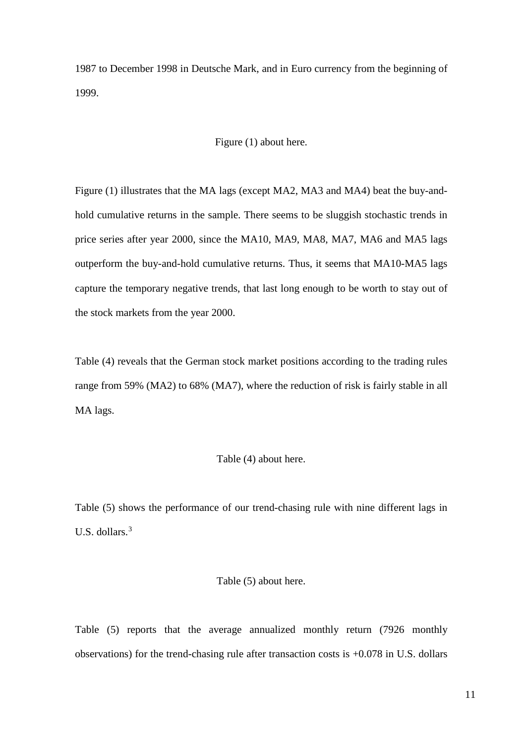1987 to December 1998 in Deutsche Mark, and in Euro currency from the beginning of 1999.

Figure (1) about here.

Figure (1) illustrates that the MA lags (except MA2, MA3 and MA4) beat the buy-and-hold cumulative returns in the sample. There seems to be sluggish stochastic trends in price series after year 2000, since the MA10, MA9, MA8, MA7, MA6 and MA5 lags outperform the buy-and-hold cumulative returns. Thus, it seems that MA10-MA5 lags capture the temporary negative trends, that last long enough to be worth to stay out of the stock markets from the year 2000.

Table (4) reveals that the German stock market positions according to the trading rules range from 59% (MA2) to 68% (MA7), where the reduction of risk is fairly stable in all MA lags.

Table (4) about here.

Table (5) shows the performance of our trend-chasing rule with nine different lags in U.S. dollars.[3]

Table (5) about here.

Table (5) reports that the average annualized monthly return (7926 monthly observations) for the trend-chasing rule after transaction costs is +0.078 in U.S. dollars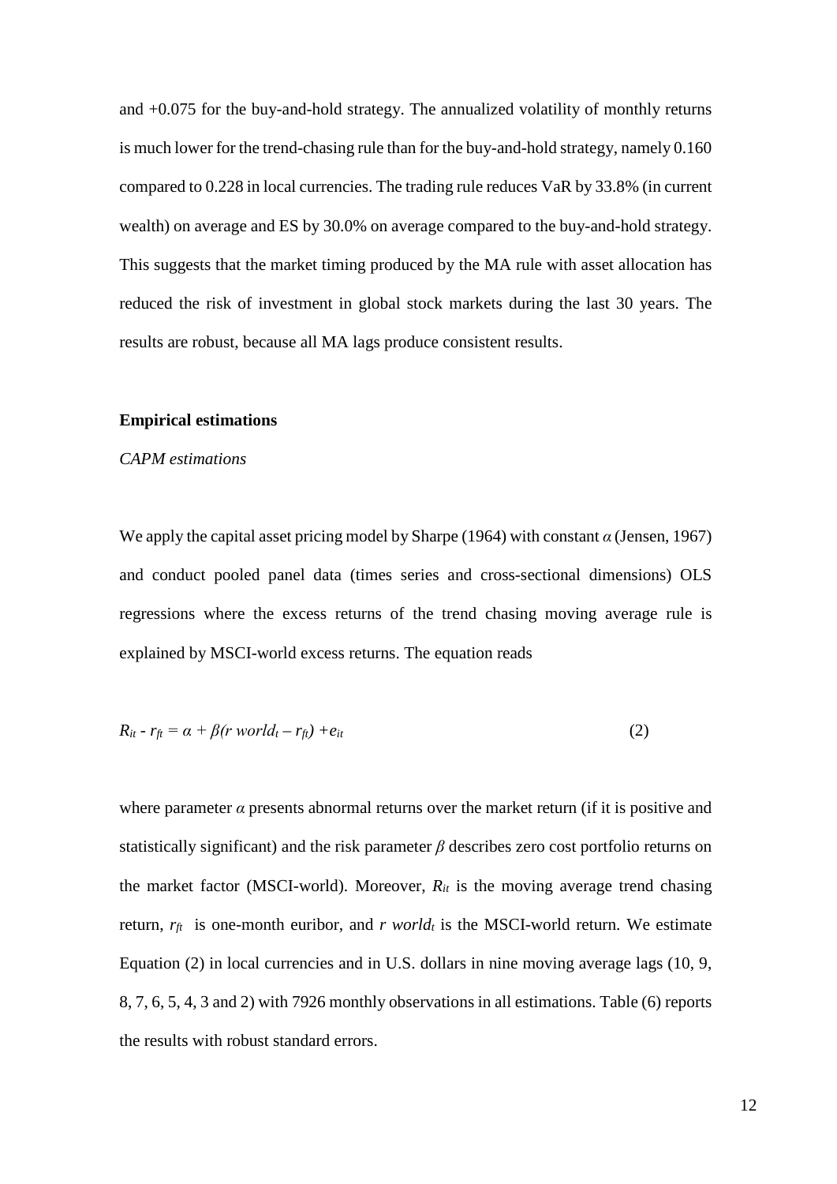and +0.075 for the buy-and-hold strategy. The annualized volatility of monthly returns is much lower for the trend-chasing rule than for the buy-and-hold strategy, namely 0.160 compared to 0.228 in local currencies. The trading rule reduces VaR by 33.8% (in current wealth) on average and ES by 30.0% on average compared to the buy-and-hold strategy. This suggests that the market timing produced by the MA rule with asset allocation has reduced the risk of investment in global stock markets during the last 30 years. The results are robust, because all MA lags produce consistent results.

**Empirical estimations**

*CAPM estimations*

We apply the capital asset pricing model by Sharpe (1964) with constant $\alpha$ (Jensen, 1967) and conduct pooled panel data (times series and cross-sectional dimensions) OLS regressions where the excess returns of the trend chasing moving average rule is explained by MSCI-world excess returns. The equation reads

$$R_{it} - r_{ft} = \alpha + \beta(r\ world_t - r_{ft}) + e_{it} \tag{2}$$

where parameter $\alpha$ presents abnormal returns over the market return (if it is positive and statistically significant) and the risk parameter $\beta$ describes zero cost portfolio returns on the market factor (MSCI-world). Moreover, $R_{it}$ is the moving average trend chasing return, $r_{ft}$ is one-month euribor, and $r\ world_t$ is the MSCI-world return. We estimate Equation (2) in local currencies and in U.S. dollars in nine moving average lags (10, 9, 8, 7, 6, 5, 4, 3 and 2) with 7926 monthly observations in all estimations. Table (6) reports the results with robust standard errors.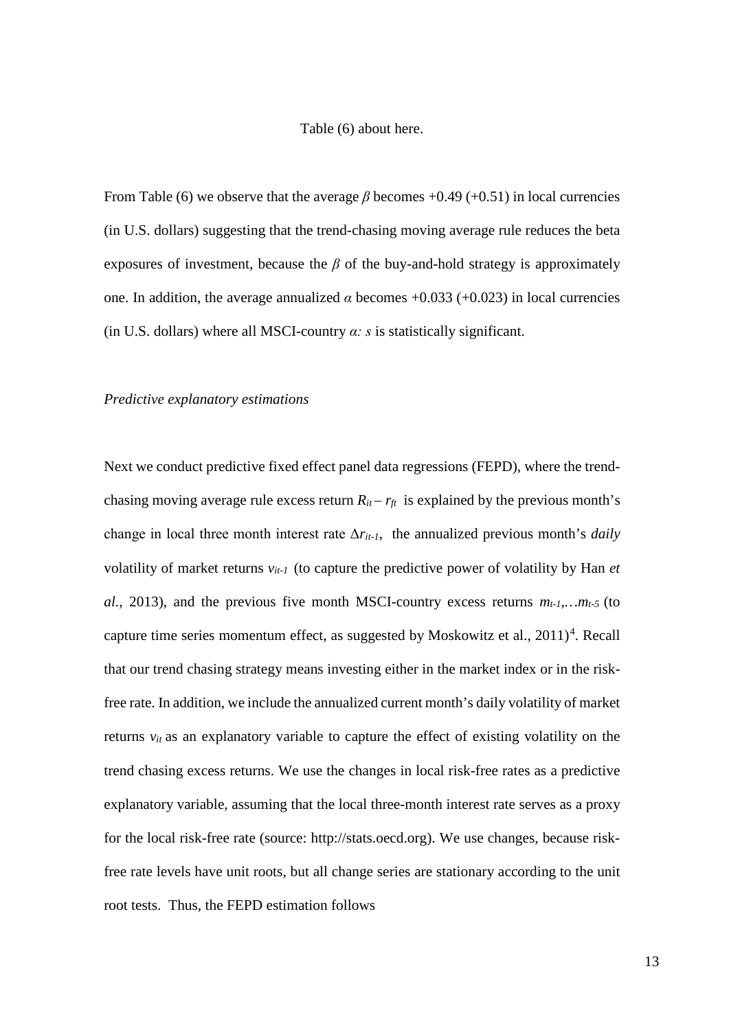Table (6) about here.

From Table (6) we observe that the average $\beta$ becomes +0.49 (+0.51) in local currencies (in U.S. dollars) suggesting that the trend-chasing moving average rule reduces the beta exposures of investment, because the $\beta$ of the buy-and-hold strategy is approximately one. In addition, the average annualized $\alpha$ becomes +0.033 (+0.023) in local currencies (in U.S. dollars) where all MSCI-country $\alpha$*: s* is statistically significant.

*Predictive explanatory estimations*

Next we conduct predictive fixed effect panel data regressions (FEPD), where the trend-chasing moving average rule excess return $R_{it} - r_{ft}$ is explained by the previous month's change in local three month interest rate $\Delta r_{it-1}$, the annualized previous month's *daily* volatility of market returns $v_{it-1}$ (to capture the predictive power of volatility by Han *et al.*, 2013), and the previous five month MSCI-country excess returns $m_{t-1},\ldots m_{t-5}$ (to capture time series momentum effect, as suggested by Moskowitz et al., 2011)[4]. Recall that our trend chasing strategy means investing either in the market index or in the risk-free rate. In addition, we include the annualized current month's daily volatility of market returns $v_{it}$ as an explanatory variable to capture the effect of existing volatility on the trend chasing excess returns. We use the changes in local risk-free rates as a predictive explanatory variable, assuming that the local three-month interest rate serves as a proxy for the local risk-free rate (source: http://stats.oecd.org). We use changes, because risk-free rate levels have unit roots, but all change series are stationary according to the unit root tests. Thus, the FEPD estimation follows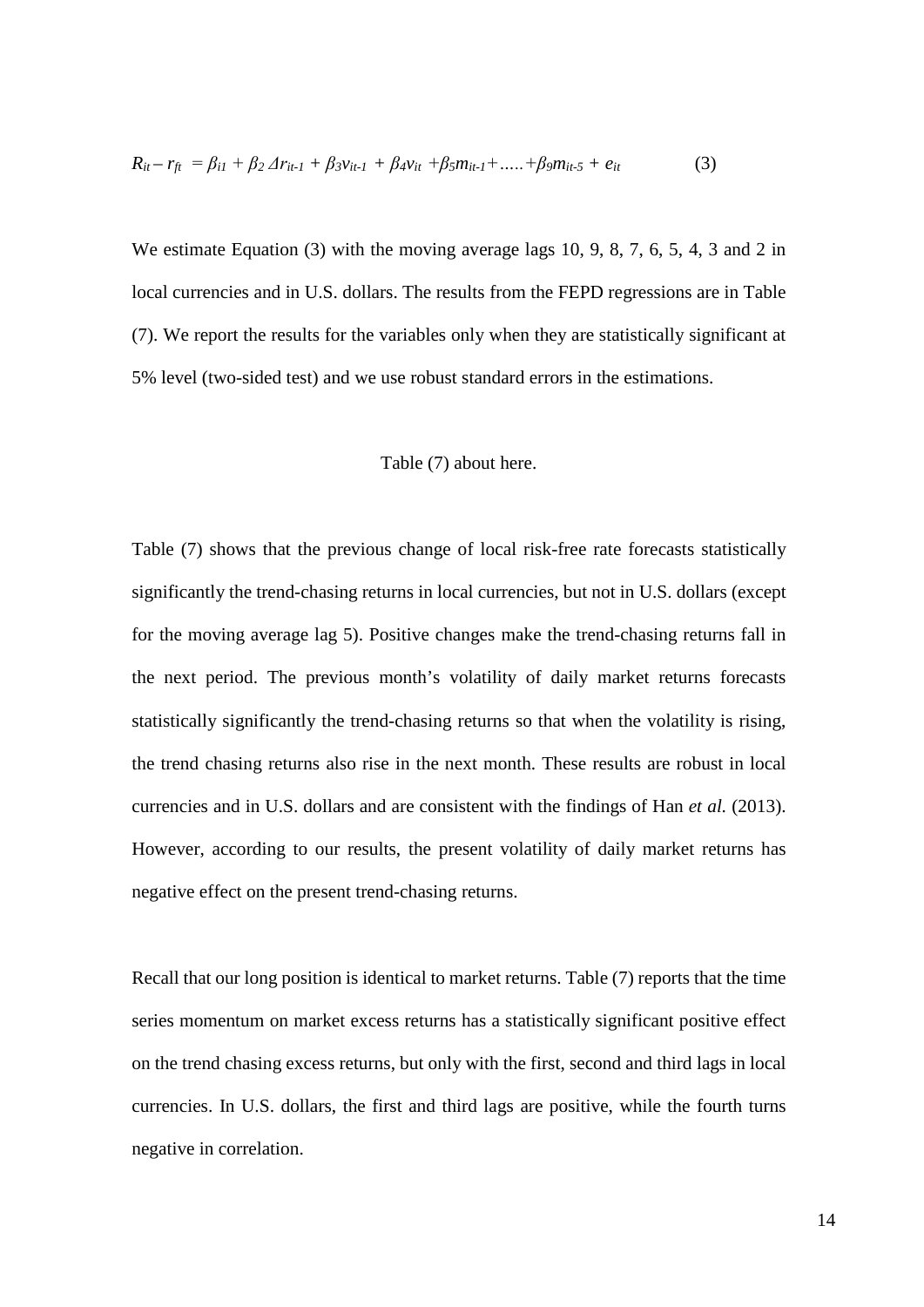$$R_{it} - r_{ft} = \beta_{i1} + \beta_2 \Delta r_{it-1} + \beta_3 v_{it-1} + \beta_4 v_{it} + \beta_5 m_{it-1} + \ldots + \beta_9 m_{it-5} + e_{it} \qquad (3)$$

We estimate Equation (3) with the moving average lags 10, 9, 8, 7, 6, 5, 4, 3 and 2 in local currencies and in U.S. dollars. The results from the FEPD regressions are in Table (7). We report the results for the variables only when they are statistically significant at 5% level (two-sided test) and we use robust standard errors in the estimations.

Table (7) about here.

Table (7) shows that the previous change of local risk-free rate forecasts statistically significantly the trend-chasing returns in local currencies, but not in U.S. dollars (except for the moving average lag 5). Positive changes make the trend-chasing returns fall in the next period. The previous month's volatility of daily market returns forecasts statistically significantly the trend-chasing returns so that when the volatility is rising, the trend chasing returns also rise in the next month. These results are robust in local currencies and in U.S. dollars and are consistent with the findings of Han *et al.* (2013). However, according to our results, the present volatility of daily market returns has negative effect on the present trend-chasing returns.

Recall that our long position is identical to market returns. Table (7) reports that the time series momentum on market excess returns has a statistically significant positive effect on the trend chasing excess returns, but only with the first, second and third lags in local currencies. In U.S. dollars, the first and third lags are positive, while the fourth turns negative in correlation.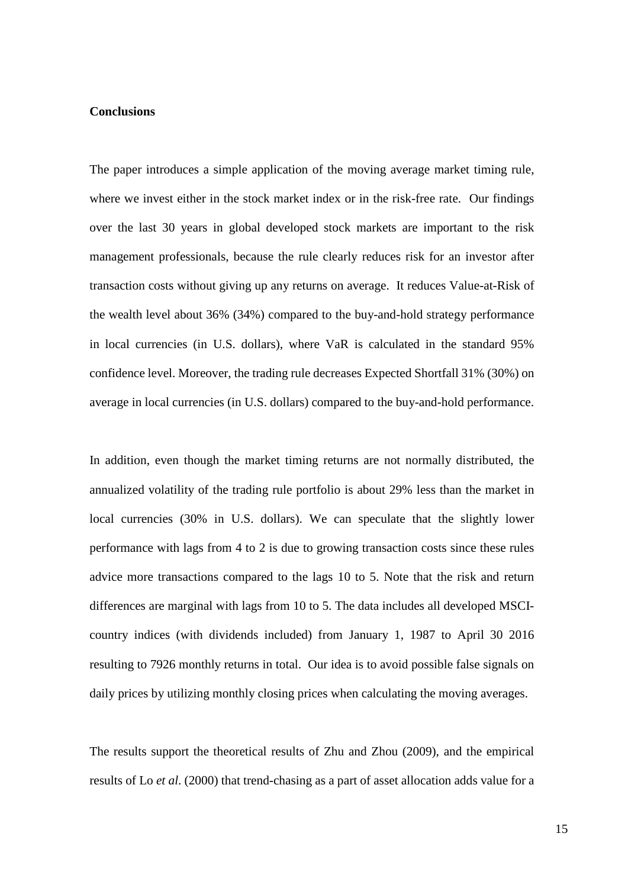**Conclusions**

The paper introduces a simple application of the moving average market timing rule, where we invest either in the stock market index or in the risk-free rate. Our findings over the last 30 years in global developed stock markets are important to the risk management professionals, because the rule clearly reduces risk for an investor after transaction costs without giving up any returns on average. It reduces Value-at-Risk of the wealth level about 36% (34%) compared to the buy-and-hold strategy performance in local currencies (in U.S. dollars), where VaR is calculated in the standard 95% confidence level. Moreover, the trading rule decreases Expected Shortfall 31% (30%) on average in local currencies (in U.S. dollars) compared to the buy-and-hold performance.

In addition, even though the market timing returns are not normally distributed, the annualized volatility of the trading rule portfolio is about 29% less than the market in local currencies (30% in U.S. dollars). We can speculate that the slightly lower performance with lags from 4 to 2 is due to growing transaction costs since these rules advice more transactions compared to the lags 10 to 5. Note that the risk and return differences are marginal with lags from 10 to 5. The data includes all developed MSCI-country indices (with dividends included) from January 1, 1987 to April 30 2016 resulting to 7926 monthly returns in total. Our idea is to avoid possible false signals on daily prices by utilizing monthly closing prices when calculating the moving averages.

The results support the theoretical results of Zhu and Zhou (2009), and the empirical results of Lo *et al*. (2000) that trend-chasing as a part of asset allocation adds value for a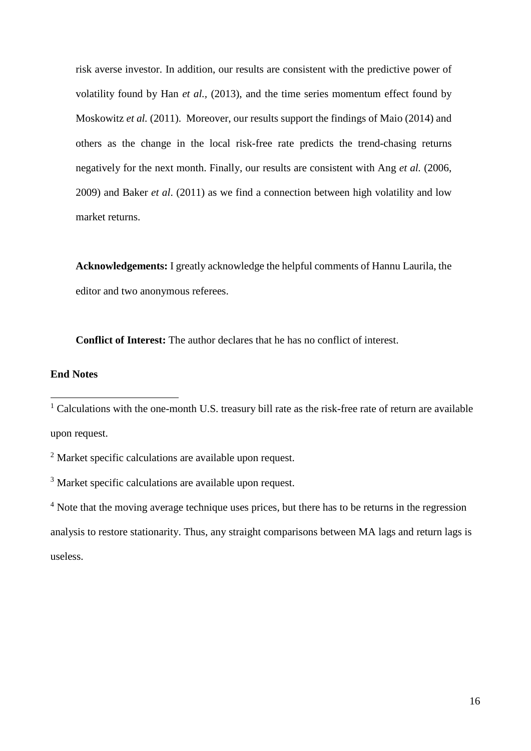risk averse investor. In addition, our results are consistent with the predictive power of volatility found by Han *et al.*, (2013), and the time series momentum effect found by Moskowitz *et al.* (2011). Moreover, our results support the findings of Maio (2014) and others as the change in the local risk-free rate predicts the trend-chasing returns negatively for the next month. Finally, our results are consistent with Ang *et al.* (2006, 2009) and Baker *et al*. (2011) as we find a connection between high volatility and low market returns.

**Acknowledgements:** I greatly acknowledge the helpful comments of Hannu Laurila, the editor and two anonymous referees.

**Conflict of Interest:** The author declares that he has no conflict of interest.

**End Notes**

[1] Calculations with the one-month U.S. treasury bill rate as the risk-free rate of return are available upon request.

[2] Market specific calculations are available upon request.

[3] Market specific calculations are available upon request.

[4] Note that the moving average technique uses prices, but there has to be returns in the regression analysis to restore stationarity. Thus, any straight comparisons between MA lags and return lags is useless.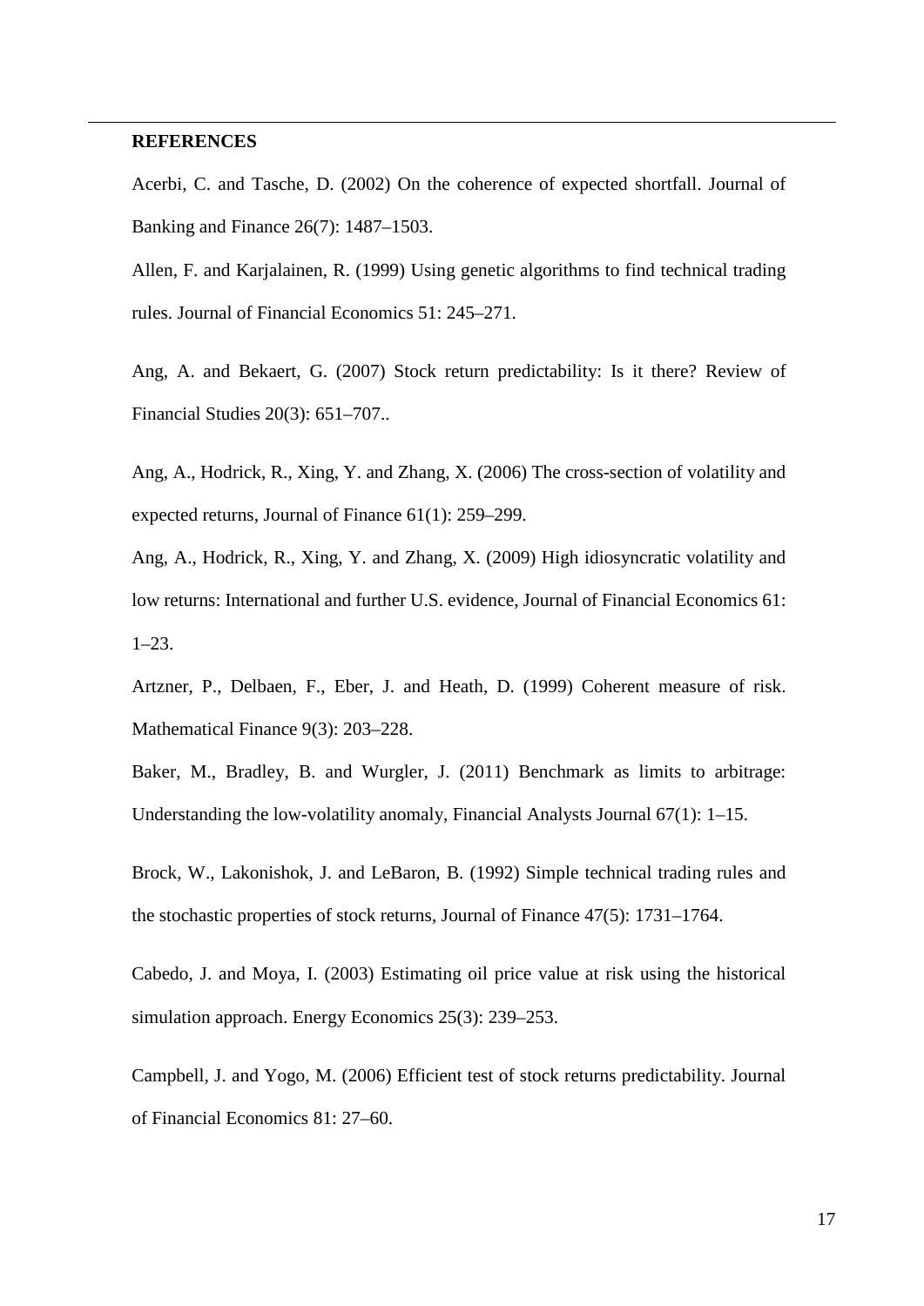**REFERENCES**

Acerbi, C. and Tasche, D. (2002) On the coherence of expected shortfall. Journal of Banking and Finance 26(7): 1487–1503.

Allen, F. and Karjalainen, R. (1999) Using genetic algorithms to find technical trading rules. Journal of Financial Economics 51: 245–271.

Ang, A. and Bekaert, G. (2007) Stock return predictability: Is it there? Review of Financial Studies 20(3): 651–707..

Ang, A., Hodrick, R., Xing, Y. and Zhang, X. (2006) The cross-section of volatility and expected returns, Journal of Finance 61(1): 259–299.

Ang, A., Hodrick, R., Xing, Y. and Zhang, X. (2009) High idiosyncratic volatility and low returns: International and further U.S. evidence, Journal of Financial Economics 61: 1–23.

Artzner, P., Delbaen, F., Eber, J. and Heath, D. (1999) Coherent measure of risk. Mathematical Finance 9(3): 203–228.

Baker, M., Bradley, B. and Wurgler, J. (2011) Benchmark as limits to arbitrage: Understanding the low-volatility anomaly, Financial Analysts Journal 67(1): 1–15.

Brock, W., Lakonishok, J. and LeBaron, B. (1992) Simple technical trading rules and the stochastic properties of stock returns, Journal of Finance 47(5): 1731–1764.

Cabedo, J. and Moya, I. (2003) Estimating oil price value at risk using the historical simulation approach. Energy Economics 25(3): 239–253.

Campbell, J. and Yogo, M. (2006) Efficient test of stock returns predictability. Journal of Financial Economics 81: 27–60.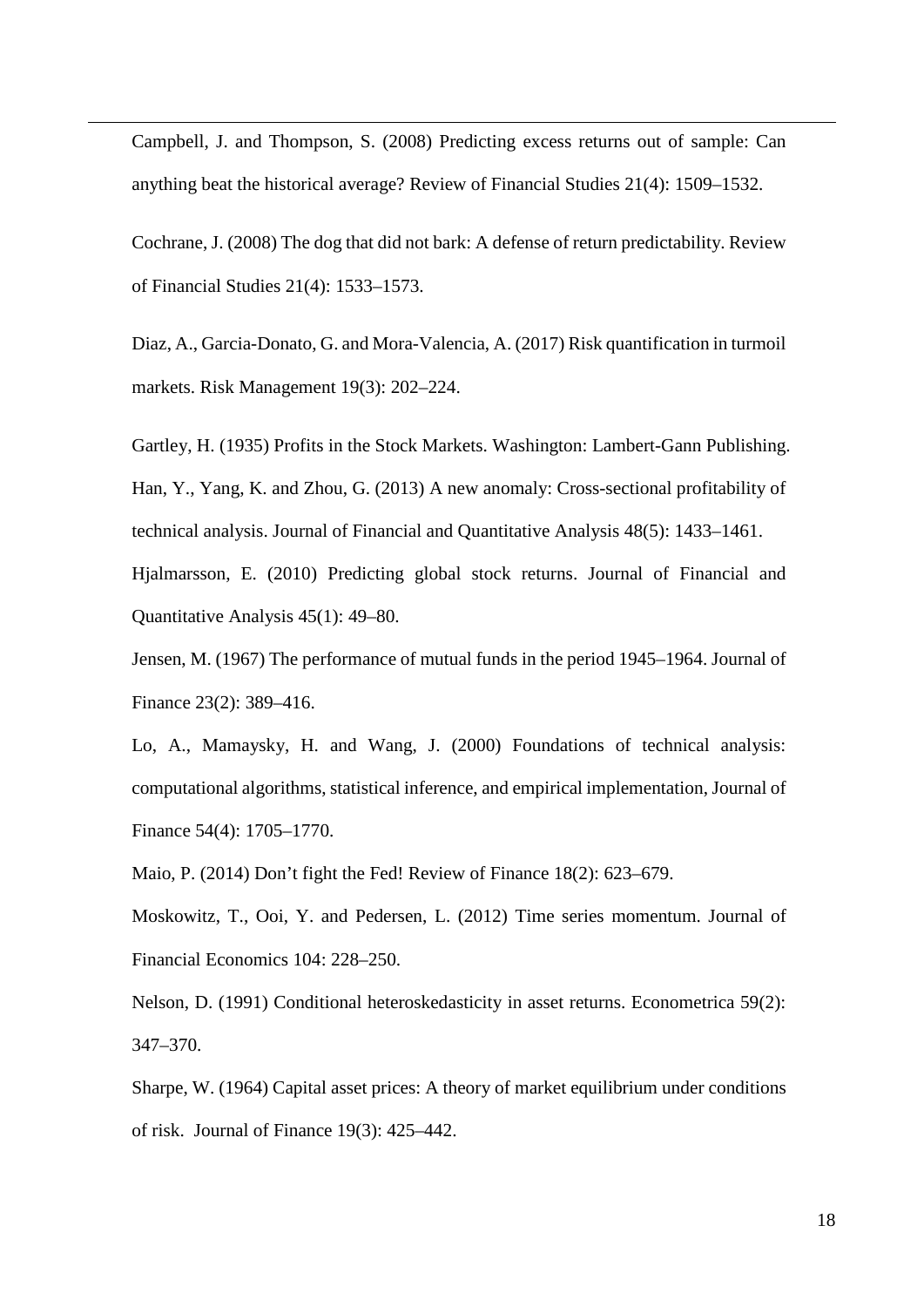Campbell, J. and Thompson, S. (2008) Predicting excess returns out of sample: Can anything beat the historical average? Review of Financial Studies 21(4): 1509–1532.

Cochrane, J. (2008) The dog that did not bark: A defense of return predictability. Review of Financial Studies 21(4): 1533–1573.

Diaz, A., Garcia-Donato, G. and Mora-Valencia, A. (2017) Risk quantification in turmoil markets. Risk Management 19(3): 202–224.

Gartley, H. (1935) Profits in the Stock Markets. Washington: Lambert-Gann Publishing.

Han, Y., Yang, K. and Zhou, G. (2013) A new anomaly: Cross-sectional profitability of technical analysis. Journal of Financial and Quantitative Analysis 48(5): 1433–1461.

Hjalmarsson, E. (2010) Predicting global stock returns. Journal of Financial and Quantitative Analysis 45(1): 49–80.

Jensen, M. (1967) The performance of mutual funds in the period 1945–1964. Journal of Finance 23(2): 389–416.

Lo, A., Mamaysky, H. and Wang, J. (2000) Foundations of technical analysis: computational algorithms, statistical inference, and empirical implementation, Journal of Finance 54(4): 1705–1770.

Maio, P. (2014) Don't fight the Fed! Review of Finance 18(2): 623–679.

Moskowitz, T., Ooi, Y. and Pedersen, L. (2012) Time series momentum. Journal of Financial Economics 104: 228–250.

Nelson, D. (1991) Conditional heteroskedasticity in asset returns. Econometrica 59(2): 347–370.

Sharpe, W. (1964) Capital asset prices: A theory of market equilibrium under conditions of risk. Journal of Finance 19(3): 425–442.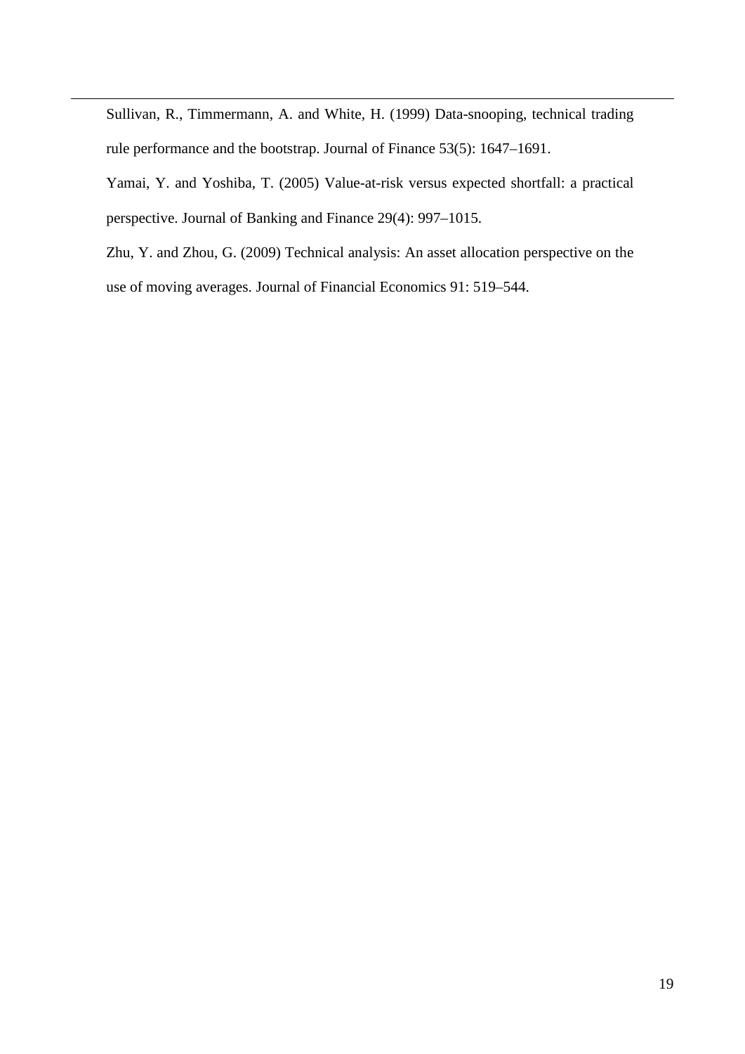Sullivan, R., Timmermann, A. and White, H. (1999) Data-snooping, technical trading rule performance and the bootstrap. Journal of Finance 53(5): 1647–1691.

Yamai, Y. and Yoshiba, T. (2005) Value-at-risk versus expected shortfall: a practical perspective. Journal of Banking and Finance 29(4): 997–1015.

Zhu, Y. and Zhou, G. (2009) Technical analysis: An asset allocation perspective on the use of moving averages. Journal of Financial Economics 91: 519–544.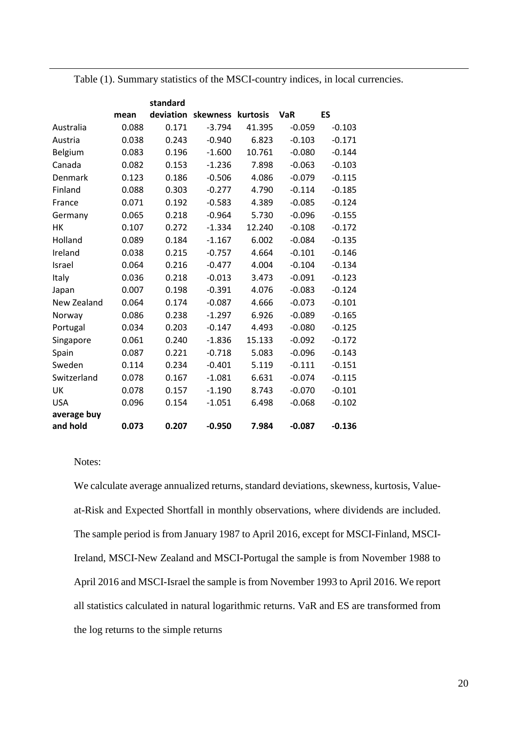Table (1). Summary statistics of the MSCI-country indices, in local currencies.

| | mean | standard deviation | skewness | kurtosis | VaR | ES |
|---|---|---|---|---|---|---|
| Australia | 0.088 | 0.171 | -3.794 | 41.395 | -0.059 | -0.103 |
| Austria | 0.038 | 0.243 | -0.940 | 6.823 | -0.103 | -0.171 |
| Belgium | 0.083 | 0.196 | -1.600 | 10.761 | -0.080 | -0.144 |
| Canada | 0.082 | 0.153 | -1.236 | 7.898 | -0.063 | -0.103 |
| Denmark | 0.123 | 0.186 | -0.506 | 4.086 | -0.079 | -0.115 |
| Finland | 0.088 | 0.303 | -0.277 | 4.790 | -0.114 | -0.185 |
| France | 0.071 | 0.192 | -0.583 | 4.389 | -0.085 | -0.124 |
| Germany | 0.065 | 0.218 | -0.964 | 5.730 | -0.096 | -0.155 |
| HK | 0.107 | 0.272 | -1.334 | 12.240 | -0.108 | -0.172 |
| Holland | 0.089 | 0.184 | -1.167 | 6.002 | -0.084 | -0.135 |
| Ireland | 0.038 | 0.215 | -0.757 | 4.664 | -0.101 | -0.146 |
| Israel | 0.064 | 0.216 | -0.477 | 4.004 | -0.104 | -0.134 |
| Italy | 0.036 | 0.218 | -0.013 | 3.473 | -0.091 | -0.123 |
| Japan | 0.007 | 0.198 | -0.391 | 4.076 | -0.083 | -0.124 |
| New Zealand | 0.064 | 0.174 | -0.087 | 4.666 | -0.073 | -0.101 |
| Norway | 0.086 | 0.238 | -1.297 | 6.926 | -0.089 | -0.165 |
| Portugal | 0.034 | 0.203 | -0.147 | 4.493 | -0.080 | -0.125 |
| Singapore | 0.061 | 0.240 | -1.836 | 15.133 | -0.092 | -0.172 |
| Spain | 0.087 | 0.221 | -0.718 | 5.083 | -0.096 | -0.143 |
| Sweden | 0.114 | 0.234 | -0.401 | 5.119 | -0.111 | -0.151 |
| Switzerland | 0.078 | 0.167 | -1.081 | 6.631 | -0.074 | -0.115 |
| UK | 0.078 | 0.157 | -1.190 | 8.743 | -0.070 | -0.101 |
| USA | 0.096 | 0.154 | -1.051 | 6.498 | -0.068 | -0.102 |
| **average buy and hold** | **0.073** | **0.207** | **-0.950** | **7.984** | **-0.087** | **-0.136** |

Notes:

We calculate average annualized returns, standard deviations, skewness, kurtosis, Value-at-Risk and Expected Shortfall in monthly observations, where dividends are included. The sample period is from January 1987 to April 2016, except for MSCI-Finland, MSCI-Ireland, MSCI-New Zealand and MSCI-Portugal the sample is from November 1988 to April 2016 and MSCI-Israel the sample is from November 1993 to April 2016. We report all statistics calculated in natural logarithmic returns. VaR and ES are transformed from the log returns to the simple returns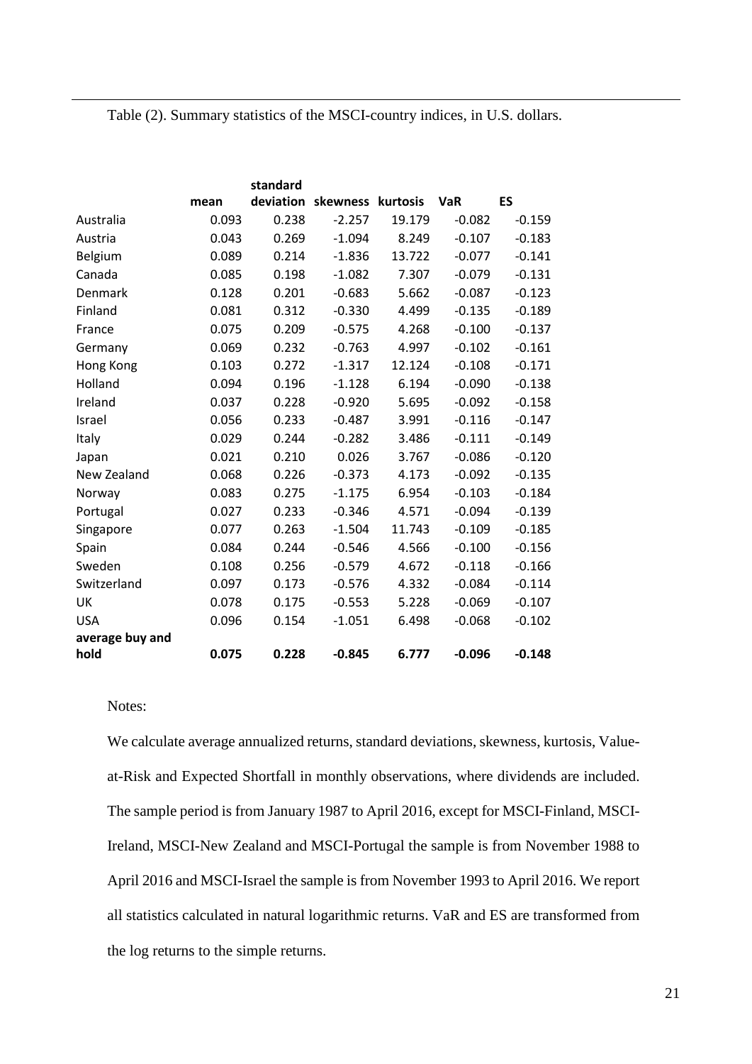Table (2). Summary statistics of the MSCI-country indices, in U.S. dollars.

| | mean | standard deviation | skewness | kurtosis | VaR | ES |
|---|---|---|---|---|---|---|
| Australia | 0.093 | 0.238 | -2.257 | 19.179 | -0.082 | -0.159 |
| Austria | 0.043 | 0.269 | -1.094 | 8.249 | -0.107 | -0.183 |
| Belgium | 0.089 | 0.214 | -1.836 | 13.722 | -0.077 | -0.141 |
| Canada | 0.085 | 0.198 | -1.082 | 7.307 | -0.079 | -0.131 |
| Denmark | 0.128 | 0.201 | -0.683 | 5.662 | -0.087 | -0.123 |
| Finland | 0.081 | 0.312 | -0.330 | 4.499 | -0.135 | -0.189 |
| France | 0.075 | 0.209 | -0.575 | 4.268 | -0.100 | -0.137 |
| Germany | 0.069 | 0.232 | -0.763 | 4.997 | -0.102 | -0.161 |
| Hong Kong | 0.103 | 0.272 | -1.317 | 12.124 | -0.108 | -0.171 |
| Holland | 0.094 | 0.196 | -1.128 | 6.194 | -0.090 | -0.138 |
| Ireland | 0.037 | 0.228 | -0.920 | 5.695 | -0.092 | -0.158 |
| Israel | 0.056 | 0.233 | -0.487 | 3.991 | -0.116 | -0.147 |
| Italy | 0.029 | 0.244 | -0.282 | 3.486 | -0.111 | -0.149 |
| Japan | 0.021 | 0.210 | 0.026 | 3.767 | -0.086 | -0.120 |
| New Zealand | 0.068 | 0.226 | -0.373 | 4.173 | -0.092 | -0.135 |
| Norway | 0.083 | 0.275 | -1.175 | 6.954 | -0.103 | -0.184 |
| Portugal | 0.027 | 0.233 | -0.346 | 4.571 | -0.094 | -0.139 |
| Singapore | 0.077 | 0.263 | -1.504 | 11.743 | -0.109 | -0.185 |
| Spain | 0.084 | 0.244 | -0.546 | 4.566 | -0.100 | -0.156 |
| Sweden | 0.108 | 0.256 | -0.579 | 4.672 | -0.118 | -0.166 |
| Switzerland | 0.097 | 0.173 | -0.576 | 4.332 | -0.084 | -0.114 |
| UK | 0.078 | 0.175 | -0.553 | 5.228 | -0.069 | -0.107 |
| USA | 0.096 | 0.154 | -1.051 | 6.498 | -0.068 | -0.102 |
| **average buy and hold** | **0.075** | **0.228** | **-0.845** | **6.777** | **-0.096** | **-0.148** |

Notes:

We calculate average annualized returns, standard deviations, skewness, kurtosis, Value-at-Risk and Expected Shortfall in monthly observations, where dividends are included. The sample period is from January 1987 to April 2016, except for MSCI-Finland, MSCI-Ireland, MSCI-New Zealand and MSCI-Portugal the sample is from November 1988 to April 2016 and MSCI-Israel the sample is from November 1993 to April 2016. We report all statistics calculated in natural logarithmic returns. VaR and ES are transformed from the log returns to the simple returns.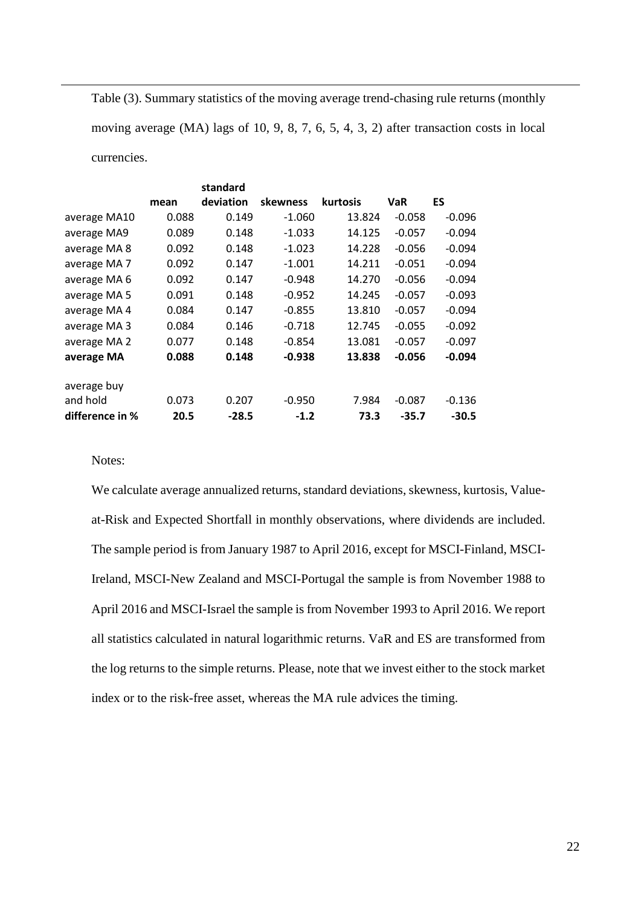Table (3). Summary statistics of the moving average trend-chasing rule returns (monthly moving average (MA) lags of 10, 9, 8, 7, 6, 5, 4, 3, 2) after transaction costs in local currencies.

| | mean | standard deviation | skewness | kurtosis | VaR | ES |
|---|---|---|---|---|---|---|
| average MA10 | 0.088 | 0.149 | -1.060 | 13.824 | -0.058 | -0.096 |
| average MA9 | 0.089 | 0.148 | -1.033 | 14.125 | -0.057 | -0.094 |
| average MA 8 | 0.092 | 0.148 | -1.023 | 14.228 | -0.056 | -0.094 |
| average MA 7 | 0.092 | 0.147 | -1.001 | 14.211 | -0.051 | -0.094 |
| average MA 6 | 0.092 | 0.147 | -0.948 | 14.270 | -0.056 | -0.094 |
| average MA 5 | 0.091 | 0.148 | -0.952 | 14.245 | -0.057 | -0.093 |
| average MA 4 | 0.084 | 0.147 | -0.855 | 13.810 | -0.057 | -0.094 |
| average MA 3 | 0.084 | 0.146 | -0.718 | 12.745 | -0.055 | -0.092 |
| average MA 2 | 0.077 | 0.148 | -0.854 | 13.081 | -0.057 | -0.097 |
| **average MA** | **0.088** | **0.148** | **-0.938** | **13.838** | **-0.056** | **-0.094** |
| average buy and hold | 0.073 | 0.207 | -0.950 | 7.984 | -0.087 | -0.136 |
| **difference in %** | **20.5** | **-28.5** | **-1.2** | **73.3** | **-35.7** | **-30.5** |

Notes:

We calculate average annualized returns, standard deviations, skewness, kurtosis, Value-at-Risk and Expected Shortfall in monthly observations, where dividends are included. The sample period is from January 1987 to April 2016, except for MSCI-Finland, MSCI-Ireland, MSCI-New Zealand and MSCI-Portugal the sample is from November 1988 to April 2016 and MSCI-Israel the sample is from November 1993 to April 2016. We report all statistics calculated in natural logarithmic returns. VaR and ES are transformed from the log returns to the simple returns. Please, note that we invest either to the stock market index or to the risk-free asset, whereas the MA rule advices the timing.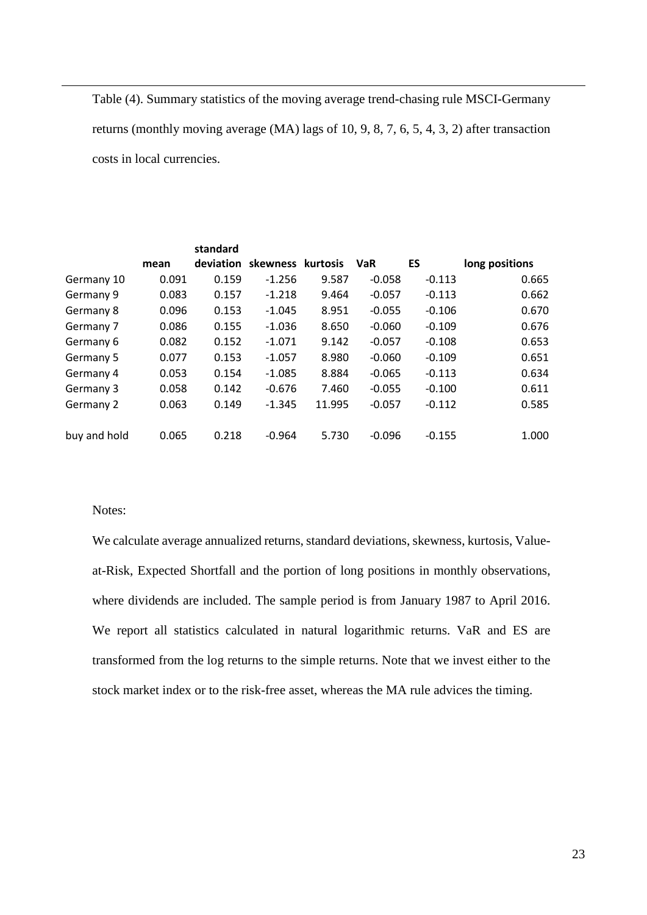Table (4). Summary statistics of the moving average trend-chasing rule MSCI-Germany returns (monthly moving average (MA) lags of 10, 9, 8, 7, 6, 5, 4, 3, 2) after transaction costs in local currencies.

| | mean | standard deviation | skewness | kurtosis | VaR | ES | long positions |
|---|---|---|---|---|---|---|---|
| Germany 10 | 0.091 | 0.159 | -1.256 | 9.587 | -0.058 | -0.113 | 0.665 |
| Germany 9 | 0.083 | 0.157 | -1.218 | 9.464 | -0.057 | -0.113 | 0.662 |
| Germany 8 | 0.096 | 0.153 | -1.045 | 8.951 | -0.055 | -0.106 | 0.670 |
| Germany 7 | 0.086 | 0.155 | -1.036 | 8.650 | -0.060 | -0.109 | 0.676 |
| Germany 6 | 0.082 | 0.152 | -1.071 | 9.142 | -0.057 | -0.108 | 0.653 |
| Germany 5 | 0.077 | 0.153 | -1.057 | 8.980 | -0.060 | -0.109 | 0.651 |
| Germany 4 | 0.053 | 0.154 | -1.085 | 8.884 | -0.065 | -0.113 | 0.634 |
| Germany 3 | 0.058 | 0.142 | -0.676 | 7.460 | -0.055 | -0.100 | 0.611 |
| Germany 2 | 0.063 | 0.149 | -1.345 | 11.995 | -0.057 | -0.112 | 0.585 |
| buy and hold | 0.065 | 0.218 | -0.964 | 5.730 | -0.096 | -0.155 | 1.000 |

Notes:

We calculate average annualized returns, standard deviations, skewness, kurtosis, Value-at-Risk, Expected Shortfall and the portion of long positions in monthly observations, where dividends are included. The sample period is from January 1987 to April 2016. We report all statistics calculated in natural logarithmic returns. VaR and ES are transformed from the log returns to the simple returns. Note that we invest either to the stock market index or to the risk-free asset, whereas the MA rule advices the timing.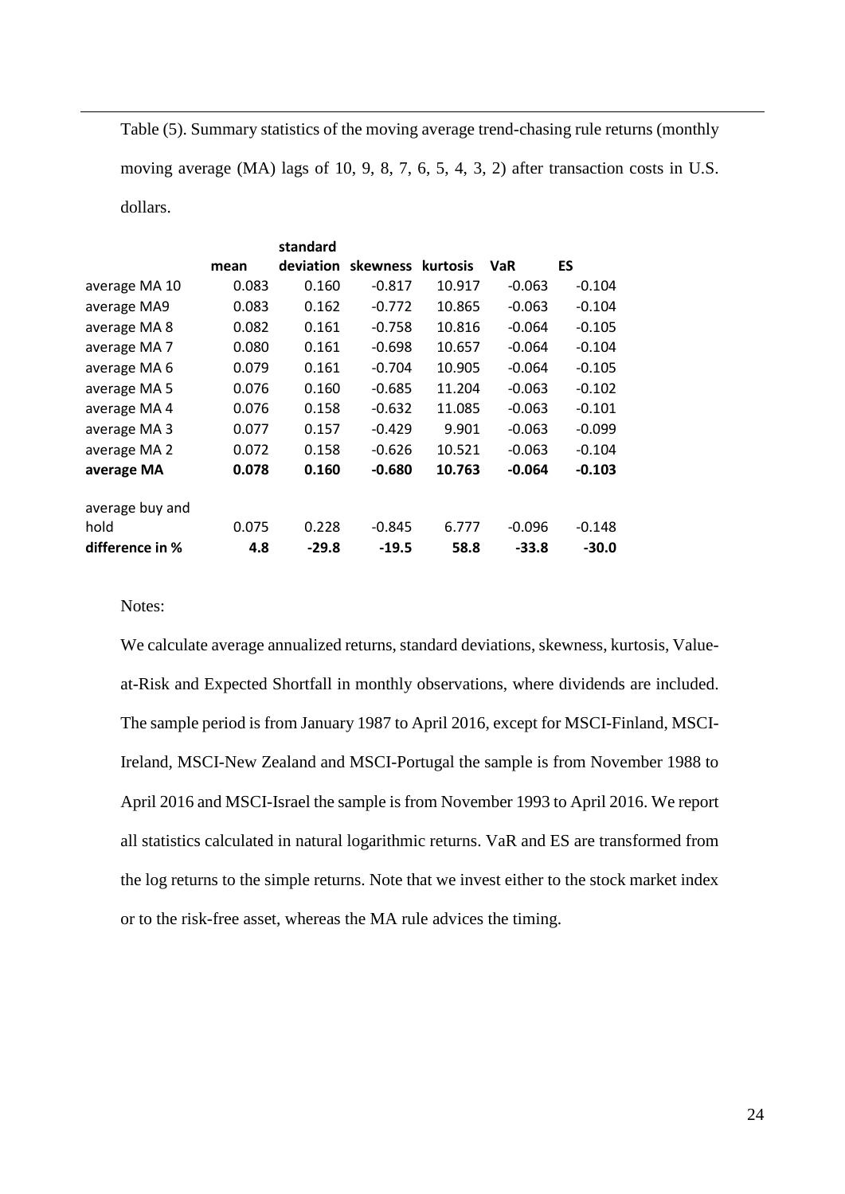Table (5). Summary statistics of the moving average trend-chasing rule returns (monthly moving average (MA) lags of 10, 9, 8, 7, 6, 5, 4, 3, 2) after transaction costs in U.S. dollars.

| | mean | standard deviation | skewness | kurtosis | VaR | ES |
|---|---|---|---|---|---|---|
| average MA 10 | 0.083 | 0.160 | -0.817 | 10.917 | -0.063 | -0.104 |
| average MA9 | 0.083 | 0.162 | -0.772 | 10.865 | -0.063 | -0.104 |
| average MA 8 | 0.082 | 0.161 | -0.758 | 10.816 | -0.064 | -0.105 |
| average MA 7 | 0.080 | 0.161 | -0.698 | 10.657 | -0.064 | -0.104 |
| average MA 6 | 0.079 | 0.161 | -0.704 | 10.905 | -0.064 | -0.105 |
| average MA 5 | 0.076 | 0.160 | -0.685 | 11.204 | -0.063 | -0.102 |
| average MA 4 | 0.076 | 0.158 | -0.632 | 11.085 | -0.063 | -0.101 |
| average MA 3 | 0.077 | 0.157 | -0.429 | 9.901 | -0.063 | -0.099 |
| average MA 2 | 0.072 | 0.158 | -0.626 | 10.521 | -0.063 | -0.104 |
| **average MA** | **0.078** | **0.160** | **-0.680** | **10.763** | **-0.064** | **-0.103** |
| average buy and hold | 0.075 | 0.228 | -0.845 | 6.777 | -0.096 | -0.148 |
| **difference in %** | **4.8** | **-29.8** | **-19.5** | **58.8** | **-33.8** | **-30.0** |

Notes:

We calculate average annualized returns, standard deviations, skewness, kurtosis, Value-at-Risk and Expected Shortfall in monthly observations, where dividends are included. The sample period is from January 1987 to April 2016, except for MSCI-Finland, MSCI-Ireland, MSCI-New Zealand and MSCI-Portugal the sample is from November 1988 to April 2016 and MSCI-Israel the sample is from November 1993 to April 2016. We report all statistics calculated in natural logarithmic returns. VaR and ES are transformed from the log returns to the simple returns. Note that we invest either to the stock market index or to the risk-free asset, whereas the MA rule advices the timing.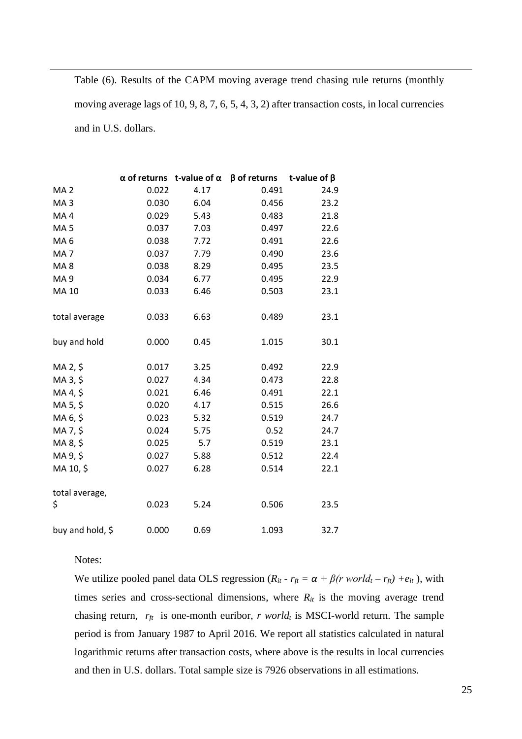Table (6). Results of the CAPM moving average trend chasing rule returns (monthly moving average lags of 10, 9, 8, 7, 6, 5, 4, 3, 2) after transaction costs, in local currencies and in U.S. dollars.

| | α of returns | t-value of α | β of returns | t-value of β |
|---|---|---|---|---|
| MA 2 | 0.022 | 4.17 | 0.491 | 24.9 |
| MA 3 | 0.030 | 6.04 | 0.456 | 23.2 |
| MA 4 | 0.029 | 5.43 | 0.483 | 21.8 |
| MA 5 | 0.037 | 7.03 | 0.497 | 22.6 |
| MA 6 | 0.038 | 7.72 | 0.491 | 22.6 |
| MA 7 | 0.037 | 7.79 | 0.490 | 23.6 |
| MA 8 | 0.038 | 8.29 | 0.495 | 23.5 |
| MA 9 | 0.034 | 6.77 | 0.495 | 22.9 |
| MA 10 | 0.033 | 6.46 | 0.503 | 23.1 |
| total average | 0.033 | 6.63 | 0.489 | 23.1 |
| buy and hold | 0.000 | 0.45 | 1.015 | 30.1 |
| MA 2, $ | 0.017 | 3.25 | 0.492 | 22.9 |
| MA 3, $ | 0.027 | 4.34 | 0.473 | 22.8 |
| MA 4, $ | 0.021 | 6.46 | 0.491 | 22.1 |
| MA 5, $ | 0.020 | 4.17 | 0.515 | 26.6 |
| MA 6, $ | 0.023 | 5.32 | 0.519 | 24.7 |
| MA 7, $ | 0.024 | 5.75 | 0.52 | 24.7 |
| MA 8, $ | 0.025 | 5.7 | 0.519 | 23.1 |
| MA 9, $ | 0.027 | 5.88 | 0.512 | 22.4 |
| MA 10, $ | 0.027 | 6.28 | 0.514 | 22.1 |
| total average, $ | 0.023 | 5.24 | 0.506 | 23.5 |
| buy and hold, $ | 0.000 | 0.69 | 1.093 | 32.7 |

Notes:

We utilize pooled panel data OLS regression ($R_{it} - r_{ft} = \alpha + \beta(r\ world_t - r_{ft}) + e_{it}$), with times series and cross-sectional dimensions, where $R_{it}$ is the moving average trend chasing return, $r_{ft}$ is one-month euribor, $r\ world_t$ is MSCI-world return. The sample period is from January 1987 to April 2016. We report all statistics calculated in natural logarithmic returns after transaction costs, where above is the results in local currencies and then in U.S. dollars. Total sample size is 7926 observations in all estimations.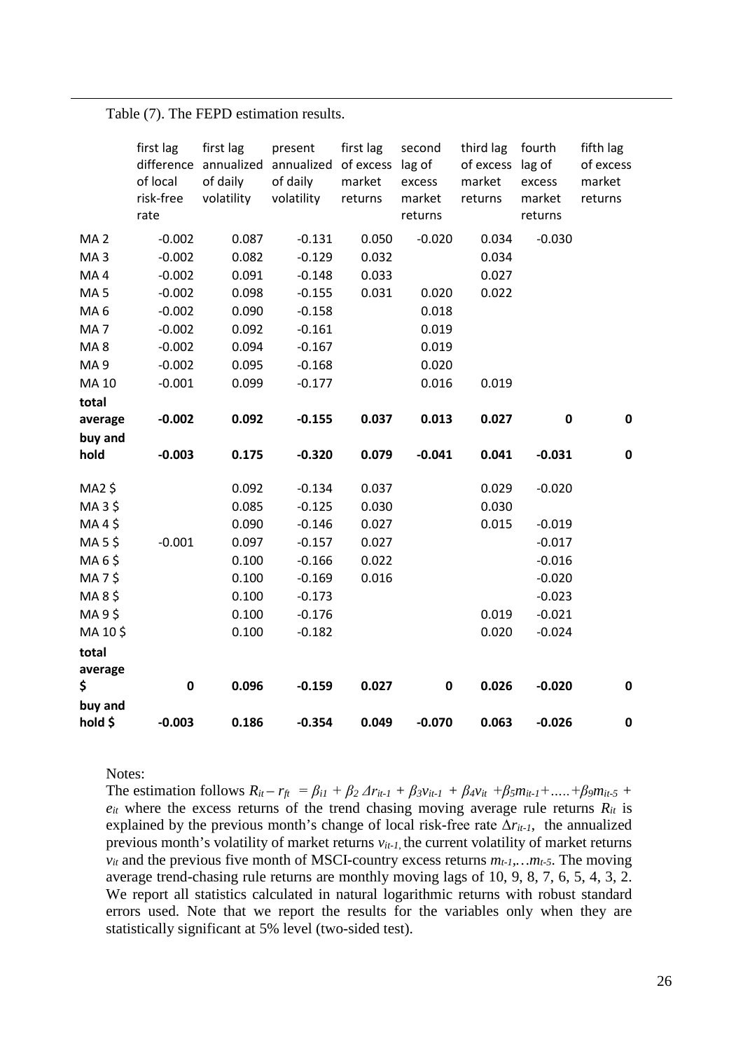Table (7). The FEPD estimation results.

| | first lag difference of local risk-free rate | first lag annualized of daily volatility | present annualized of daily volatility | first lag of excess market returns | second lag of excess market returns | third lag of excess market returns | fourth lag of excess market returns | fifth lag of excess market returns |
|---|---|---|---|---|---|---|---|---|
| MA 2 | -0.002 | 0.087 | -0.131 | 0.050 | -0.020 | 0.034 | -0.030 | |
| MA 3 | -0.002 | 0.082 | -0.129 | 0.032 | | 0.034 | | |
| MA 4 | -0.002 | 0.091 | -0.148 | 0.033 | | 0.027 | | |
| MA 5 | -0.002 | 0.098 | -0.155 | 0.031 | 0.020 | 0.022 | | |
| MA 6 | -0.002 | 0.090 | -0.158 | | 0.018 | | | |
| MA 7 | -0.002 | 0.092 | -0.161 | | 0.019 | | | |
| MA 8 | -0.002 | 0.094 | -0.167 | | 0.019 | | | |
| MA 9 | -0.002 | 0.095 | -0.168 | | 0.020 | | | |
| MA 10 | -0.001 | 0.099 | -0.177 | | 0.016 | 0.019 | | |
| **total average** | **-0.002** | **0.092** | **-0.155** | **0.037** | **0.013** | **0.027** | **0** | **0** |
| **buy and hold** | **-0.003** | **0.175** | **-0.320** | **0.079** | **-0.041** | **0.041** | **-0.031** | **0** |
| MA2 $ | | 0.092 | -0.134 | 0.037 | | 0.029 | -0.020 | |
| MA 3 $ | | 0.085 | -0.125 | 0.030 | | 0.030 | | |
| MA 4 $ | | 0.090 | -0.146 | 0.027 | | 0.015 | -0.019 | |
| MA 5 $ | -0.001 | 0.097 | -0.157 | 0.027 | | | -0.017 | |
| MA 6 $ | | 0.100 | -0.166 | 0.022 | | | -0.016 | |
| MA 7 $ | | 0.100 | -0.169 | 0.016 | | | -0.020 | |
| MA 8 $ | | 0.100 | -0.173 | | | | -0.023 | |
| MA 9 $ | | 0.100 | -0.176 | | | 0.019 | -0.021 | |
| MA 10 $ | | 0.100 | -0.182 | | | 0.020 | -0.024 | |
| **total average $** | **0** | **0.096** | **-0.159** | **0.027** | **0** | **0.026** | **-0.020** | **0** |
| **buy and hold $** | **-0.003** | **0.186** | **-0.354** | **0.049** | **-0.070** | **0.063** | **-0.026** | **0** |

Notes:

The estimation follows $R_{it} - r_{ft} = \beta_{i1} + \beta_2 \Delta r_{it-1} + \beta_3 v_{it-1} + \beta_4 v_{it} + \beta_5 m_{it-1} + \ldots + \beta_9 m_{it-5} + e_{it}$ where the excess returns of the trend chasing moving average rule returns $R_{it}$ is explained by the previous month's change of local risk-free rate $\Delta r_{it-1}$, the annualized previous month's volatility of market returns $v_{it-1}$, the current volatility of market returns $v_{it}$ and the previous five month of MSCI-country excess returns $m_{t-1}, \ldots m_{t-5}$. The moving average trend-chasing rule returns are monthly moving lags of 10, 9, 8, 7, 6, 5, 4, 3, 2. We report all statistics calculated in natural logarithmic returns with robust standard errors used. Note that we report the results for the variables only when they are statistically significant at 5% level (two-sided test).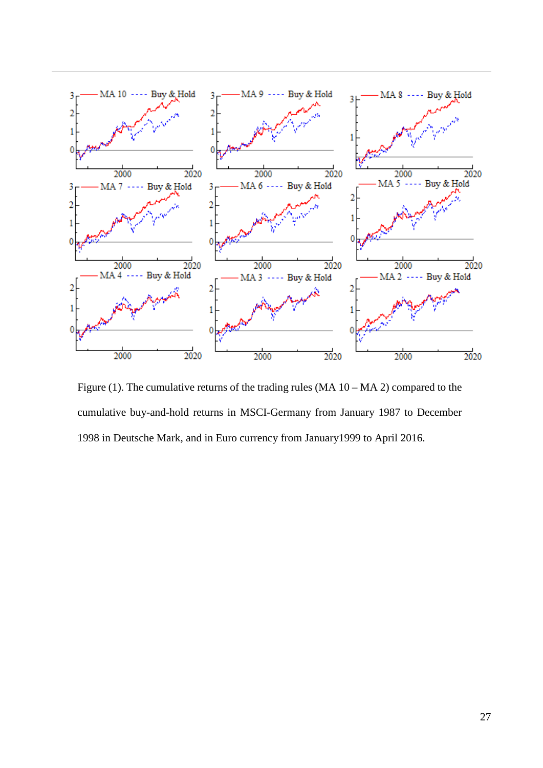MA 10 ---- Buy & Hold
3
2
1
0
2000
2020

MA 9 ---- Buy & Hold
3
2
1
0
2000
2020

MA 8 ---- Buy & Hold
3
1
2000
2020

MA 7 ---- Buy & Hold
3
2
1
0
2000
2020

MA 6 ---- Buy & Hold
3
2
1
0
2000
2020

MA 5 ---- Buy & Hold
2
1
0
2000
2020

MA 4 ---- Buy & Hold
2
1
0
2000
2020

MA 3 ---- Buy & Hold
2
1
0
2000
2020

MA 2 ---- Buy & Hold
2
1
0
2000
2020

Figure (1). The cumulative returns of the trading rules (MA 10 – MA 2) compared to the cumulative buy-and-hold returns in MSCI-Germany from January 1987 to December 1998 in Deutsche Mark, and in Euro currency from January1999 to April 2016.